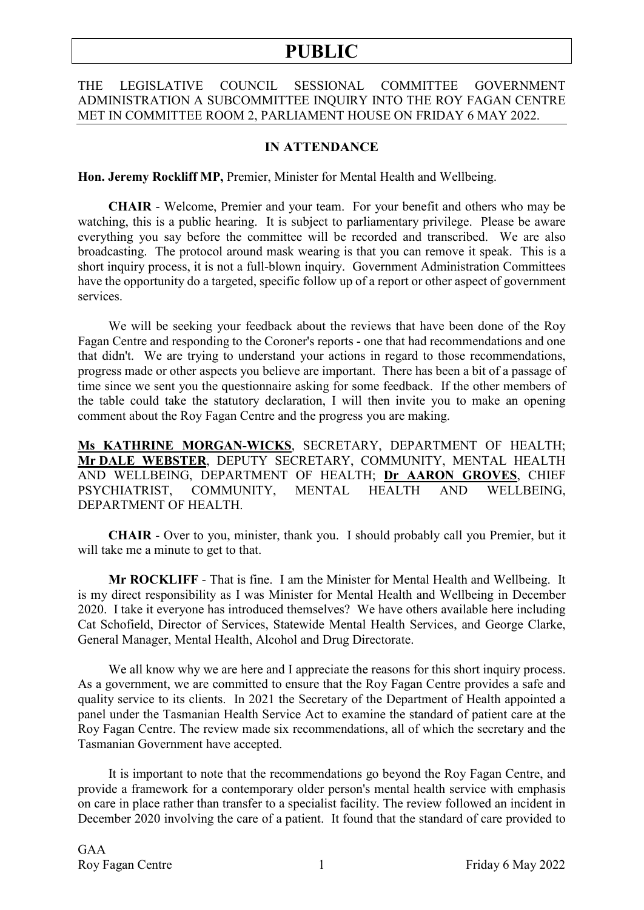# PUBLIC

THE LEGISLATIVE COUNCIL SESSIONAL COMMITTEE GOVERNMENT ADMINISTRATION A SUBCOMMITTEE INQUIRY INTO THE ROY FAGAN CENTRE MET IN COMMITTEE ROOM 2, PARLIAMENT HOUSE ON FRIDAY 6 MAY 2022.

**IN ATTENDANCE**

**Hon. Jeremy Rockliff MP,** Premier, Minister for Mental Health and Wellbeing.

**CHAIR** - Welcome, Premier and your team. For your benefit and others who may be watching, this is a public hearing. It is subject to parliamentary privilege. Please be aware everything you say before the committee will be recorded and transcribed. We are also broadcasting. The protocol around mask wearing is that you can remove it speak. This is a short inquiry process, it is not a full-blown inquiry. Government Administration Committees have the opportunity do a targeted, specific follow up of a report or other aspect of government services.

We will be seeking your feedback about the reviews that have been done of the Roy Fagan Centre and responding to the Coroner's reports - one that had recommendations and one that didn't. We are trying to understand your actions in regard to those recommendations, progress made or other aspects you believe are important. There has been a bit of a passage of time since we sent you the questionnaire asking for some feedback. If the other members of the table could take the statutory declaration, I will then invite you to make an opening comment about the Roy Fagan Centre and the progress you are making.

**Ms KATHRINE MORGAN-WICKS**, SECRETARY, DEPARTMENT OF HEALTH; **Mr DALE WEBSTER**, DEPUTY SECRETARY, COMMUNITY, MENTAL HEALTH AND WELLBEING, DEPARTMENT OF HEALTH; **Dr AARON GROVES**, CHIEF PSYCHIATRIST, COMMUNITY, MENTAL HEALTH AND WELLBEING, DEPARTMENT OF HEALTH.

**CHAIR** - Over to you, minister, thank you. I should probably call you Premier, but it will take me a minute to get to that.

**Mr ROCKLIFF** - That is fine. I am the Minister for Mental Health and Wellbeing. It is my direct responsibility as I was Minister for Mental Health and Wellbeing in December 2020. I take it everyone has introduced themselves? We have others available here including Cat Schofield, Director of Services, Statewide Mental Health Services, and George Clarke, General Manager, Mental Health, Alcohol and Drug Directorate.

We all know why we are here and I appreciate the reasons for this short inquiry process. As a government, we are committed to ensure that the Roy Fagan Centre provides a safe and quality service to its clients. In 2021 the Secretary of the Department of Health appointed a panel under the Tasmanian Health Service Act to examine the standard of patient care at the Roy Fagan Centre. The review made six recommendations, all of which the secretary and the Tasmanian Government have accepted.

It is important to note that the recommendations go beyond the Roy Fagan Centre, and provide a framework for a contemporary older person's mental health service with emphasis on care in place rather than transfer to a specialist facility. The review followed an incident in December 2020 involving the care of a patient. It found that the standard of care provided to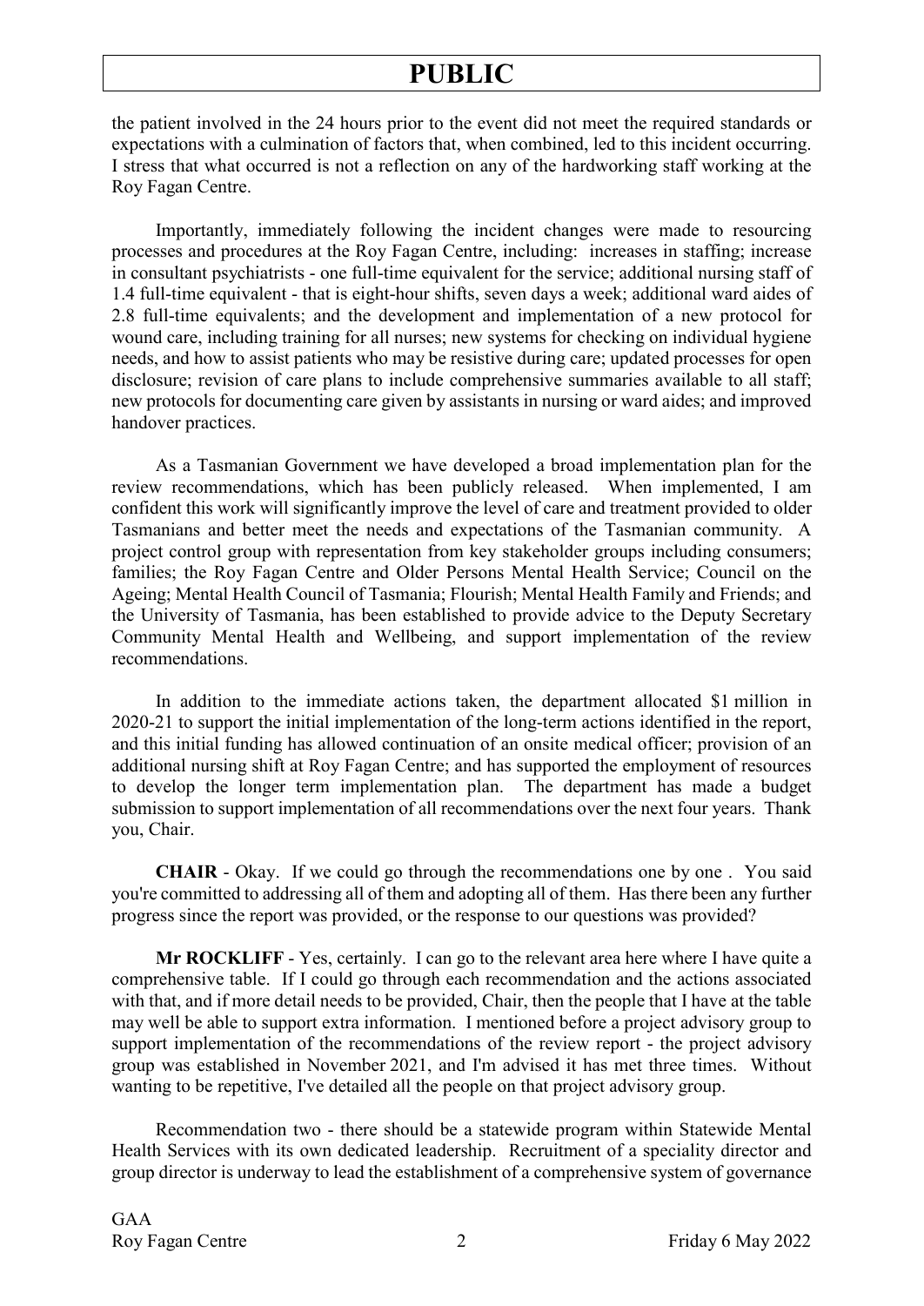the patient involved in the 24 hours prior to the event did not meet the required standards or expectations with a culmination of factors that, when combined, led to this incident occurring. I stress that what occurred is not a reflection on any of the hardworking staff working at the Roy Fagan Centre.

Importantly, immediately following the incident changes were made to resourcing processes and procedures at the Roy Fagan Centre, including: increases in staffing; increase in consultant psychiatrists - one full-time equivalent for the service; additional nursing staff of 1.4 full-time equivalent - that is eight-hour shifts, seven days a week; additional ward aides of 2.8 full-time equivalents; and the development and implementation of a new protocol for wound care, including training for all nurses; new systems for checking on individual hygiene needs, and how to assist patients who may be resistive during care; updated processes for open disclosure; revision of care plans to include comprehensive summaries available to all staff; new protocols for documenting care given by assistants in nursing or ward aides; and improved handover practices.

As a Tasmanian Government we have developed a broad implementation plan for the review recommendations, which has been publicly released. When implemented, I am confident this work will significantly improve the level of care and treatment provided to older Tasmanians and better meet the needs and expectations of the Tasmanian community. A project control group with representation from key stakeholder groups including consumers; families; the Roy Fagan Centre and Older Persons Mental Health Service; Council on the Ageing; Mental Health Council of Tasmania; Flourish; Mental Health Family and Friends; and the University of Tasmania, has been established to provide advice to the Deputy Secretary Community Mental Health and Wellbeing, and support implementation of the review recommendations.

In addition to the immediate actions taken, the department allocated \$1 million in 2020-21 to support the initial implementation of the long-term actions identified in the report, and this initial funding has allowed continuation of an onsite medical officer; provision of an additional nursing shift at Roy Fagan Centre; and has supported the employment of resources to develop the longer term implementation plan. The department has made a budget submission to support implementation of all recommendations over the next four years. Thank you, Chair.

**CHAIR** - Okay. If we could go through the recommendations one by one . You said you're committed to addressing all of them and adopting all of them. Has there been any further progress since the report was provided, or the response to our questions was provided?

**Mr ROCKLIFF** - Yes, certainly. I can go to the relevant area here where I have quite a comprehensive table. If I could go through each recommendation and the actions associated with that, and if more detail needs to be provided, Chair, then the people that I have at the table may well be able to support extra information. I mentioned before a project advisory group to support implementation of the recommendations of the review report - the project advisory group was established in November 2021, and I'm advised it has met three times. Without wanting to be repetitive, I've detailed all the people on that project advisory group.

Recommendation two - there should be a statewide program within Statewide Mental Health Services with its own dedicated leadership. Recruitment of a speciality director and group director is underway to lead the establishment of a comprehensive system of governance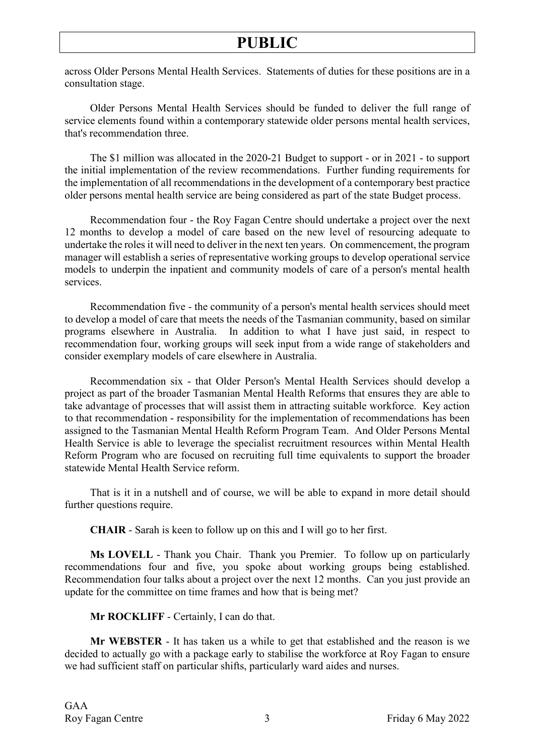across Older Persons Mental Health Services. Statements of duties for these positions are in a consultation stage.

Older Persons Mental Health Services should be funded to deliver the full range of service elements found within a contemporary statewide older persons mental health services, that's recommendation three.

The $1 million was allocated in the 2020-21 Budget to support - or in 2021 - to support the initial implementation of the review recommendations. Further funding requirements for the implementation of all recommendations in the development of a contemporary best practice older persons mental health service are being considered as part of the state Budget process.

Recommendation four - the Roy Fagan Centre should undertake a project over the next 12 months to develop a model of care based on the new level of resourcing adequate to undertake the roles it will need to deliver in the next ten years. On commencement, the program manager will establish a series of representative working groups to develop operational service models to underpin the inpatient and community models of care of a person's mental health services.

Recommendation five - the community of a person's mental health services should meet to develop a model of care that meets the needs of the Tasmanian community, based on similar programs elsewhere in Australia. In addition to what I have just said, in respect to recommendation four, working groups will seek input from a wide range of stakeholders and consider exemplary models of care elsewhere in Australia.

Recommendation six - that Older Person's Mental Health Services should develop a project as part of the broader Tasmanian Mental Health Reforms that ensures they are able to take advantage of processes that will assist them in attracting suitable workforce. Key action to that recommendation - responsibility for the implementation of recommendations has been assigned to the Tasmanian Mental Health Reform Program Team. And Older Persons Mental Health Service is able to leverage the specialist recruitment resources within Mental Health Reform Program who are focused on recruiting full time equivalents to support the broader statewide Mental Health Service reform.

That is it in a nutshell and of course, we will be able to expand in more detail should further questions require.

**CHAIR** - Sarah is keen to follow up on this and I will go to her first.

**Ms LOVELL** - Thank you Chair. Thank you Premier. To follow up on particularly recommendations four and five, you spoke about working groups being established. Recommendation four talks about a project over the next 12 months. Can you just provide an update for the committee on time frames and how that is being met?

**Mr ROCKLIFF** - Certainly, I can do that.

**Mr WEBSTER** - It has taken us a while to get that established and the reason is we decided to actually go with a package early to stabilise the workforce at Roy Fagan to ensure we had sufficient staff on particular shifts, particularly ward aides and nurses.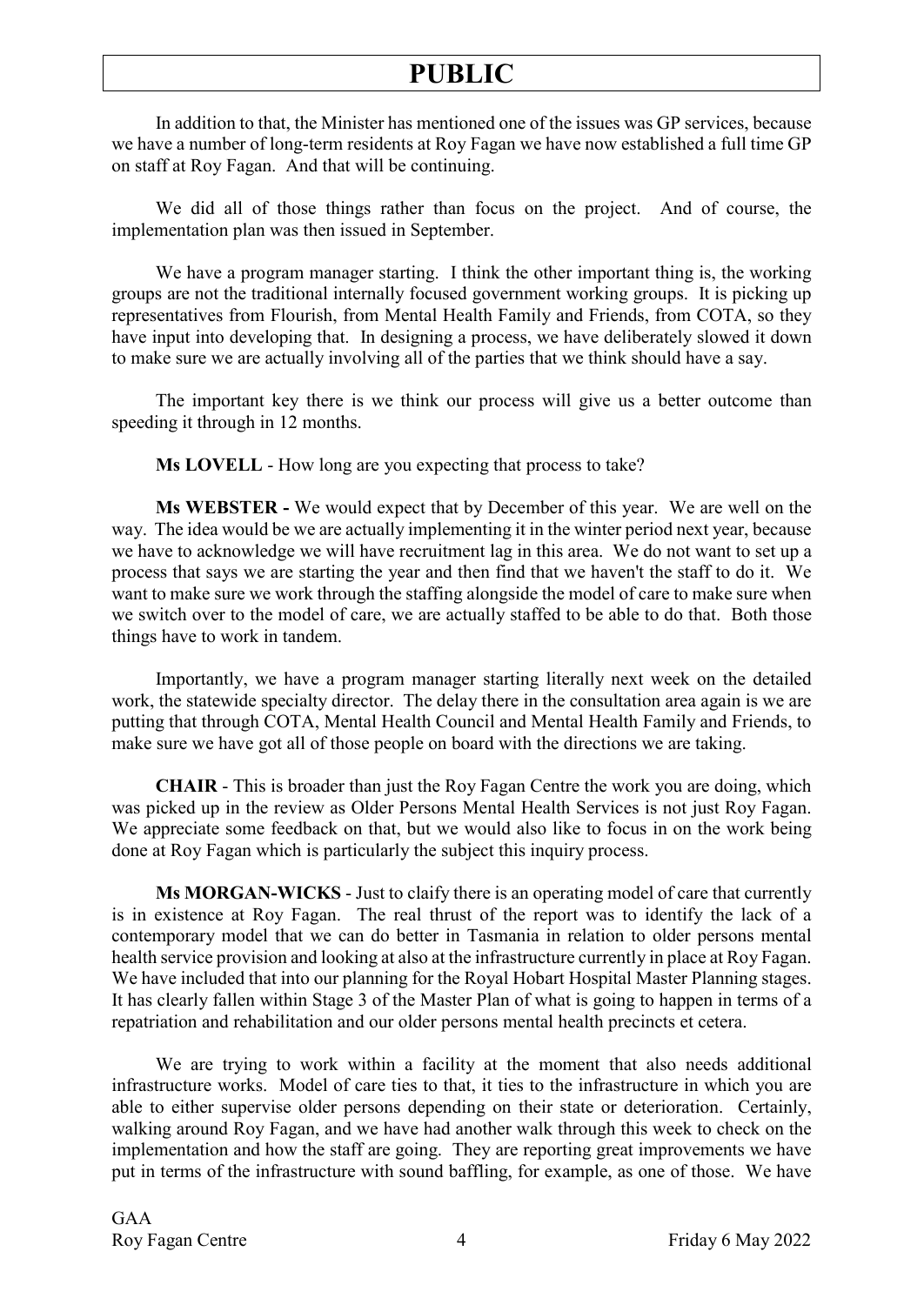In addition to that, the Minister has mentioned one of the issues was GP services, because we have a number of long-term residents at Roy Fagan we have now established a full time GP on staff at Roy Fagan. And that will be continuing.

We did all of those things rather than focus on the project. And of course, the implementation plan was then issued in September.

We have a program manager starting. I think the other important thing is, the working groups are not the traditional internally focused government working groups. It is picking up representatives from Flourish, from Mental Health Family and Friends, from COTA, so they have input into developing that. In designing a process, we have deliberately slowed it down to make sure we are actually involving all of the parties that we think should have a say.

The important key there is we think our process will give us a better outcome than speeding it through in 12 months.

**Ms LOVELL** - How long are you expecting that process to take?

**Ms WEBSTER -** We would expect that by December of this year. We are well on the way. The idea would be we are actually implementing it in the winter period next year, because we have to acknowledge we will have recruitment lag in this area. We do not want to set up a process that says we are starting the year and then find that we haven't the staff to do it. We want to make sure we work through the staffing alongside the model of care to make sure when we switch over to the model of care, we are actually staffed to be able to do that. Both those things have to work in tandem.

Importantly, we have a program manager starting literally next week on the detailed work, the statewide specialty director. The delay there in the consultation area again is we are putting that through COTA, Mental Health Council and Mental Health Family and Friends, to make sure we have got all of those people on board with the directions we are taking.

**CHAIR** - This is broader than just the Roy Fagan Centre the work you are doing, which was picked up in the review as Older Persons Mental Health Services is not just Roy Fagan. We appreciate some feedback on that, but we would also like to focus in on the work being done at Roy Fagan which is particularly the subject this inquiry process.

**Ms MORGAN-WICKS** - Just to claify there is an operating model of care that currently is in existence at Roy Fagan. The real thrust of the report was to identify the lack of a contemporary model that we can do better in Tasmania in relation to older persons mental health service provision and looking at also at the infrastructure currently in place at Roy Fagan. We have included that into our planning for the Royal Hobart Hospital Master Planning stages. It has clearly fallen within Stage 3 of the Master Plan of what is going to happen in terms of a repatriation and rehabilitation and our older persons mental health precincts et cetera.

We are trying to work within a facility at the moment that also needs additional infrastructure works. Model of care ties to that, it ties to the infrastructure in which you are able to either supervise older persons depending on their state or deterioration. Certainly, walking around Roy Fagan, and we have had another walk through this week to check on the implementation and how the staff are going. They are reporting great improvements we have put in terms of the infrastructure with sound baffling, for example, as one of those. We have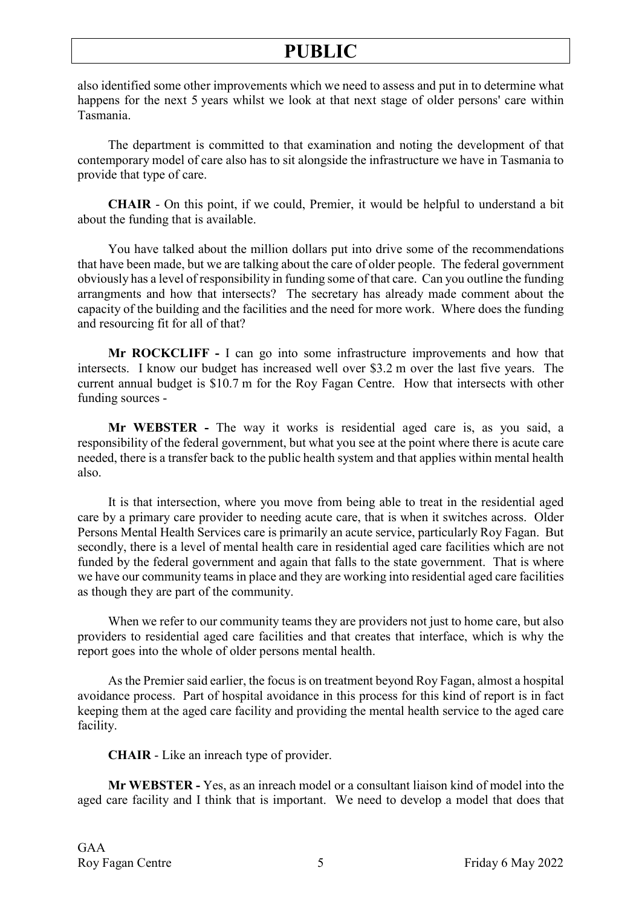also identified some other improvements which we need to assess and put in to determine what happens for the next 5 years whilst we look at that next stage of older persons' care within Tasmania.

The department is committed to that examination and noting the development of that contemporary model of care also has to sit alongside the infrastructure we have in Tasmania to provide that type of care.

**CHAIR** - On this point, if we could, Premier, it would be helpful to understand a bit about the funding that is available.

You have talked about the million dollars put into drive some of the recommendations that have been made, but we are talking about the care of older people. The federal government obviously has a level of responsibility in funding some of that care. Can you outline the funding arrangments and how that intersects? The secretary has already made comment about the capacity of the building and the facilities and the need for more work. Where does the funding and resourcing fit for all of that?

**Mr ROCKCLIFF -** I can go into some infrastructure improvements and how that intersects. I know our budget has increased well over $3.2 m over the last five years. The current annual budget is $10.7 m for the Roy Fagan Centre. How that intersects with other funding sources -

**Mr WEBSTER -** The way it works is residential aged care is, as you said, a responsibility of the federal government, but what you see at the point where there is acute care needed, there is a transfer back to the public health system and that applies within mental health also.

It is that intersection, where you move from being able to treat in the residential aged care by a primary care provider to needing acute care, that is when it switches across. Older Persons Mental Health Services care is primarily an acute service, particularly Roy Fagan. But secondly, there is a level of mental health care in residential aged care facilities which are not funded by the federal government and again that falls to the state government. That is where we have our community teams in place and they are working into residential aged care facilities as though they are part of the community.

When we refer to our community teams they are providers not just to home care, but also providers to residential aged care facilities and that creates that interface, which is why the report goes into the whole of older persons mental health.

As the Premier said earlier, the focus is on treatment beyond Roy Fagan, almost a hospital avoidance process. Part of hospital avoidance in this process for this kind of report is in fact keeping them at the aged care facility and providing the mental health service to the aged care facility.

**CHAIR** - Like an inreach type of provider.

**Mr WEBSTER -** Yes, as an inreach model or a consultant liaison kind of model into the aged care facility and I think that is important. We need to develop a model that does that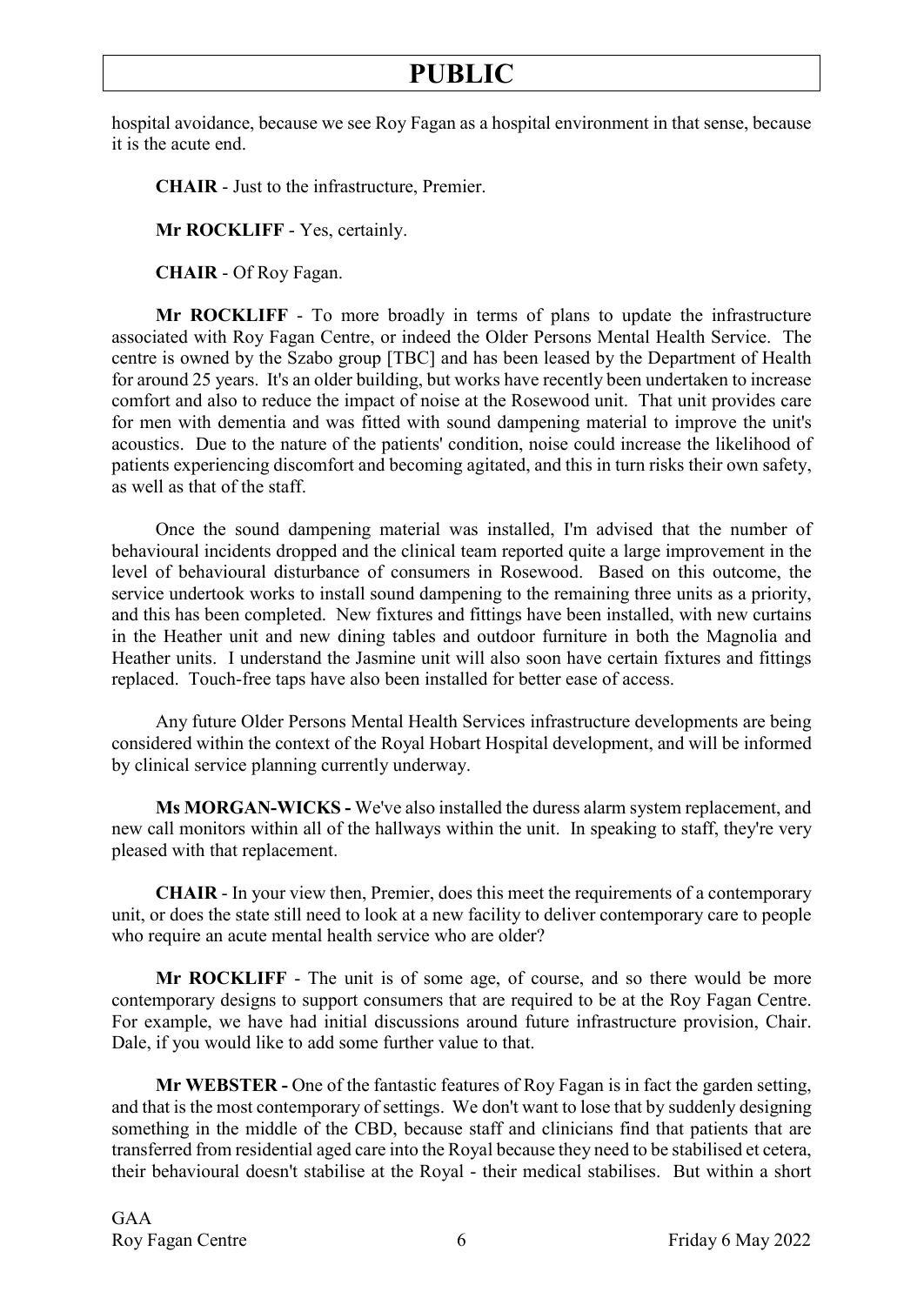hospital avoidance, because we see Roy Fagan as a hospital environment in that sense, because it is the acute end.

**CHAIR** - Just to the infrastructure, Premier.

**Mr ROCKLIFF** - Yes, certainly.

**CHAIR** - Of Roy Fagan.

**Mr ROCKLIFF** - To more broadly in terms of plans to update the infrastructure associated with Roy Fagan Centre, or indeed the Older Persons Mental Health Service. The centre is owned by the Szabo group [TBC] and has been leased by the Department of Health for around 25 years. It's an older building, but works have recently been undertaken to increase comfort and also to reduce the impact of noise at the Rosewood unit. That unit provides care for men with dementia and was fitted with sound dampening material to improve the unit's acoustics. Due to the nature of the patients' condition, noise could increase the likelihood of patients experiencing discomfort and becoming agitated, and this in turn risks their own safety, as well as that of the staff.

Once the sound dampening material was installed, I'm advised that the number of behavioural incidents dropped and the clinical team reported quite a large improvement in the level of behavioural disturbance of consumers in Rosewood. Based on this outcome, the service undertook works to install sound dampening to the remaining three units as a priority, and this has been completed. New fixtures and fittings have been installed, with new curtains in the Heather unit and new dining tables and outdoor furniture in both the Magnolia and Heather units. I understand the Jasmine unit will also soon have certain fixtures and fittings replaced. Touch-free taps have also been installed for better ease of access.

Any future Older Persons Mental Health Services infrastructure developments are being considered within the context of the Royal Hobart Hospital development, and will be informed by clinical service planning currently underway.

**Ms MORGAN-WICKS -** We've also installed the duress alarm system replacement, and new call monitors within all of the hallways within the unit. In speaking to staff, they're very pleased with that replacement.

**CHAIR** - In your view then, Premier, does this meet the requirements of a contemporary unit, or does the state still need to look at a new facility to deliver contemporary care to people who require an acute mental health service who are older?

**Mr ROCKLIFF** - The unit is of some age, of course, and so there would be more contemporary designs to support consumers that are required to be at the Roy Fagan Centre. For example, we have had initial discussions around future infrastructure provision, Chair. Dale, if you would like to add some further value to that.

**Mr WEBSTER -** One of the fantastic features of Roy Fagan is in fact the garden setting, and that is the most contemporary of settings. We don't want to lose that by suddenly designing something in the middle of the CBD, because staff and clinicians find that patients that are transferred from residential aged care into the Royal because they need to be stabilised et cetera, their behavioural doesn't stabilise at the Royal - their medical stabilises. But within a short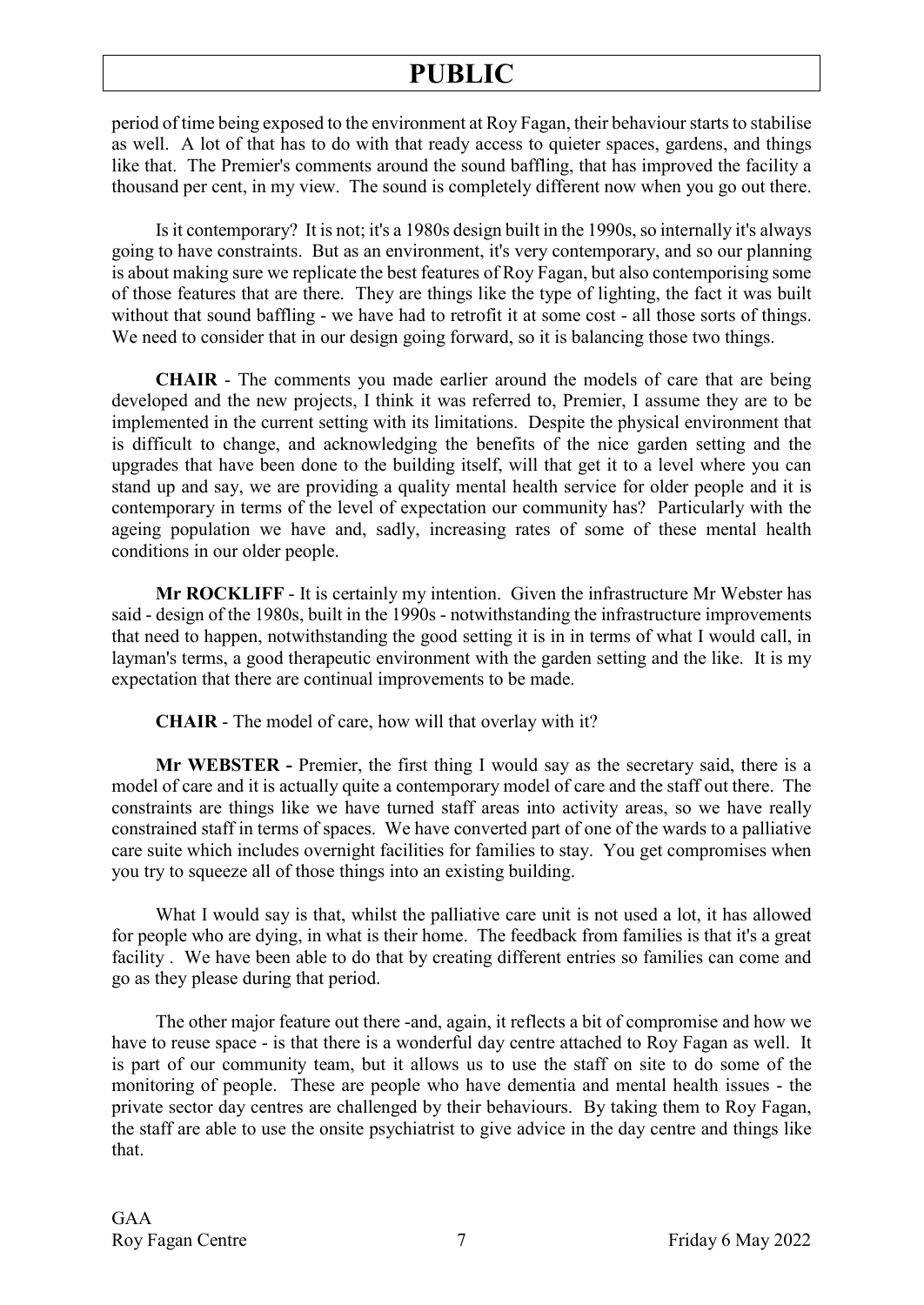period of time being exposed to the environment at Roy Fagan, their behaviour starts to stabilise as well. A lot of that has to do with that ready access to quieter spaces, gardens, and things like that. The Premier's comments around the sound baffling, that has improved the facility a thousand per cent, in my view. The sound is completely different now when you go out there.

Is it contemporary? It is not; it's a 1980s design built in the 1990s, so internally it's always going to have constraints. But as an environment, it's very contemporary, and so our planning is about making sure we replicate the best features of Roy Fagan, but also contemporising some of those features that are there. They are things like the type of lighting, the fact it was built without that sound baffling - we have had to retrofit it at some cost - all those sorts of things. We need to consider that in our design going forward, so it is balancing those two things.

**CHAIR** - The comments you made earlier around the models of care that are being developed and the new projects, I think it was referred to, Premier, I assume they are to be implemented in the current setting with its limitations. Despite the physical environment that is difficult to change, and acknowledging the benefits of the nice garden setting and the upgrades that have been done to the building itself, will that get it to a level where you can stand up and say, we are providing a quality mental health service for older people and it is contemporary in terms of the level of expectation our community has? Particularly with the ageing population we have and, sadly, increasing rates of some of these mental health conditions in our older people.

**Mr ROCKLIFF** - It is certainly my intention. Given the infrastructure Mr Webster has said - design of the 1980s, built in the 1990s - notwithstanding the infrastructure improvements that need to happen, notwithstanding the good setting it is in in terms of what I would call, in layman's terms, a good therapeutic environment with the garden setting and the like. It is my expectation that there are continual improvements to be made.

**CHAIR** - The model of care, how will that overlay with it?

**Mr WEBSTER -** Premier, the first thing I would say as the secretary said, there is a model of care and it is actually quite a contemporary model of care and the staff out there. The constraints are things like we have turned staff areas into activity areas, so we have really constrained staff in terms of spaces. We have converted part of one of the wards to a palliative care suite which includes overnight facilities for families to stay. You get compromises when you try to squeeze all of those things into an existing building.

What I would say is that, whilst the palliative care unit is not used a lot, it has allowed for people who are dying, in what is their home. The feedback from families is that it's a great facility . We have been able to do that by creating different entries so families can come and go as they please during that period.

The other major feature out there -and, again, it reflects a bit of compromise and how we have to reuse space - is that there is a wonderful day centre attached to Roy Fagan as well. It is part of our community team, but it allows us to use the staff on site to do some of the monitoring of people. These are people who have dementia and mental health issues - the private sector day centres are challenged by their behaviours. By taking them to Roy Fagan, the staff are able to use the onsite psychiatrist to give advice in the day centre and things like that.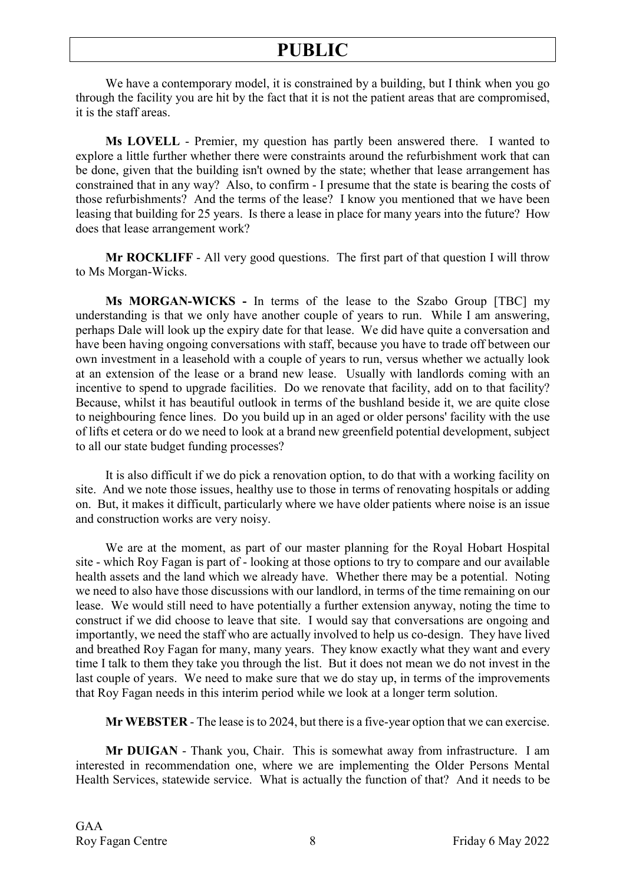We have a contemporary model, it is constrained by a building, but I think when you go through the facility you are hit by the fact that it is not the patient areas that are compromised, it is the staff areas.

**Ms LOVELL** - Premier, my question has partly been answered there. I wanted to explore a little further whether there were constraints around the refurbishment work that can be done, given that the building isn't owned by the state; whether that lease arrangement has constrained that in any way? Also, to confirm - I presume that the state is bearing the costs of those refurbishments? And the terms of the lease? I know you mentioned that we have been leasing that building for 25 years. Is there a lease in place for many years into the future? How does that lease arrangement work?

**Mr ROCKLIFF** - All very good questions. The first part of that question I will throw to Ms Morgan-Wicks.

**Ms MORGAN-WICKS -** In terms of the lease to the Szabo Group [TBC] my understanding is that we only have another couple of years to run. While I am answering, perhaps Dale will look up the expiry date for that lease. We did have quite a conversation and have been having ongoing conversations with staff, because you have to trade off between our own investment in a leasehold with a couple of years to run, versus whether we actually look at an extension of the lease or a brand new lease. Usually with landlords coming with an incentive to spend to upgrade facilities. Do we renovate that facility, add on to that facility? Because, whilst it has beautiful outlook in terms of the bushland beside it, we are quite close to neighbouring fence lines. Do you build up in an aged or older persons' facility with the use of lifts et cetera or do we need to look at a brand new greenfield potential development, subject to all our state budget funding processes?

It is also difficult if we do pick a renovation option, to do that with a working facility on site. And we note those issues, healthy use to those in terms of renovating hospitals or adding on. But, it makes it difficult, particularly where we have older patients where noise is an issue and construction works are very noisy.

We are at the moment, as part of our master planning for the Royal Hobart Hospital site - which Roy Fagan is part of - looking at those options to try to compare and our available health assets and the land which we already have. Whether there may be a potential. Noting we need to also have those discussions with our landlord, in terms of the time remaining on our lease. We would still need to have potentially a further extension anyway, noting the time to construct if we did choose to leave that site. I would say that conversations are ongoing and importantly, we need the staff who are actually involved to help us co-design. They have lived and breathed Roy Fagan for many, many years. They know exactly what they want and every time I talk to them they take you through the list. But it does not mean we do not invest in the last couple of years. We need to make sure that we do stay up, in terms of the improvements that Roy Fagan needs in this interim period while we look at a longer term solution.

**Mr WEBSTER** - The lease is to 2024, but there is a five-year option that we can exercise.

**Mr DUIGAN** - Thank you, Chair. This is somewhat away from infrastructure. I am interested in recommendation one, where we are implementing the Older Persons Mental Health Services, statewide service. What is actually the function of that? And it needs to be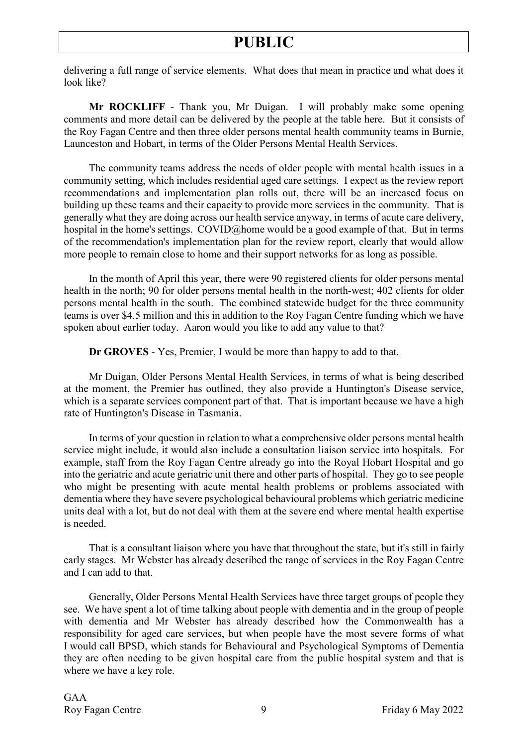delivering a full range of service elements. What does that mean in practice and what does it look like?

**Mr ROCKLIFF** - Thank you, Mr Duigan. I will probably make some opening comments and more detail can be delivered by the people at the table here. But it consists of the Roy Fagan Centre and then three older persons mental health community teams in Burnie, Launceston and Hobart, in terms of the Older Persons Mental Health Services.

The community teams address the needs of older people with mental health issues in a community setting, which includes residential aged care settings. I expect as the review report recommendations and implementation plan rolls out, there will be an increased focus on building up these teams and their capacity to provide more services in the community. That is generally what they are doing across our health service anyway, in terms of acute care delivery, hospital in the home's settings. COVID@home would be a good example of that. But in terms of the recommendation's implementation plan for the review report, clearly that would allow more people to remain close to home and their support networks for as long as possible.

In the month of April this year, there were 90 registered clients for older persons mental health in the north; 90 for older persons mental health in the north-west; 402 clients for older persons mental health in the south. The combined statewide budget for the three community teams is over $4.5 million and this in addition to the Roy Fagan Centre funding which we have spoken about earlier today. Aaron would you like to add any value to that?

**Dr GROVES** - Yes, Premier, I would be more than happy to add to that.

Mr Duigan, Older Persons Mental Health Services, in terms of what is being described at the moment, the Premier has outlined, they also provide a Huntington's Disease service, which is a separate services component part of that. That is important because we have a high rate of Huntington's Disease in Tasmania.

In terms of your question in relation to what a comprehensive older persons mental health service might include, it would also include a consultation liaison service into hospitals. For example, staff from the Roy Fagan Centre already go into the Royal Hobart Hospital and go into the geriatric and acute geriatric unit there and other parts of hospital. They go to see people who might be presenting with acute mental health problems or problems associated with dementia where they have severe psychological behavioural problems which geriatric medicine units deal with a lot, but do not deal with them at the severe end where mental health expertise is needed.

That is a consultant liaison where you have that throughout the state, but it's still in fairly early stages. Mr Webster has already described the range of services in the Roy Fagan Centre and I can add to that.

Generally, Older Persons Mental Health Services have three target groups of people they see. We have spent a lot of time talking about people with dementia and in the group of people with dementia and Mr Webster has already described how the Commonwealth has a responsibility for aged care services, but when people have the most severe forms of what I would call BPSD, which stands for Behavioural and Psychological Symptoms of Dementia they are often needing to be given hospital care from the public hospital system and that is where we have a key role.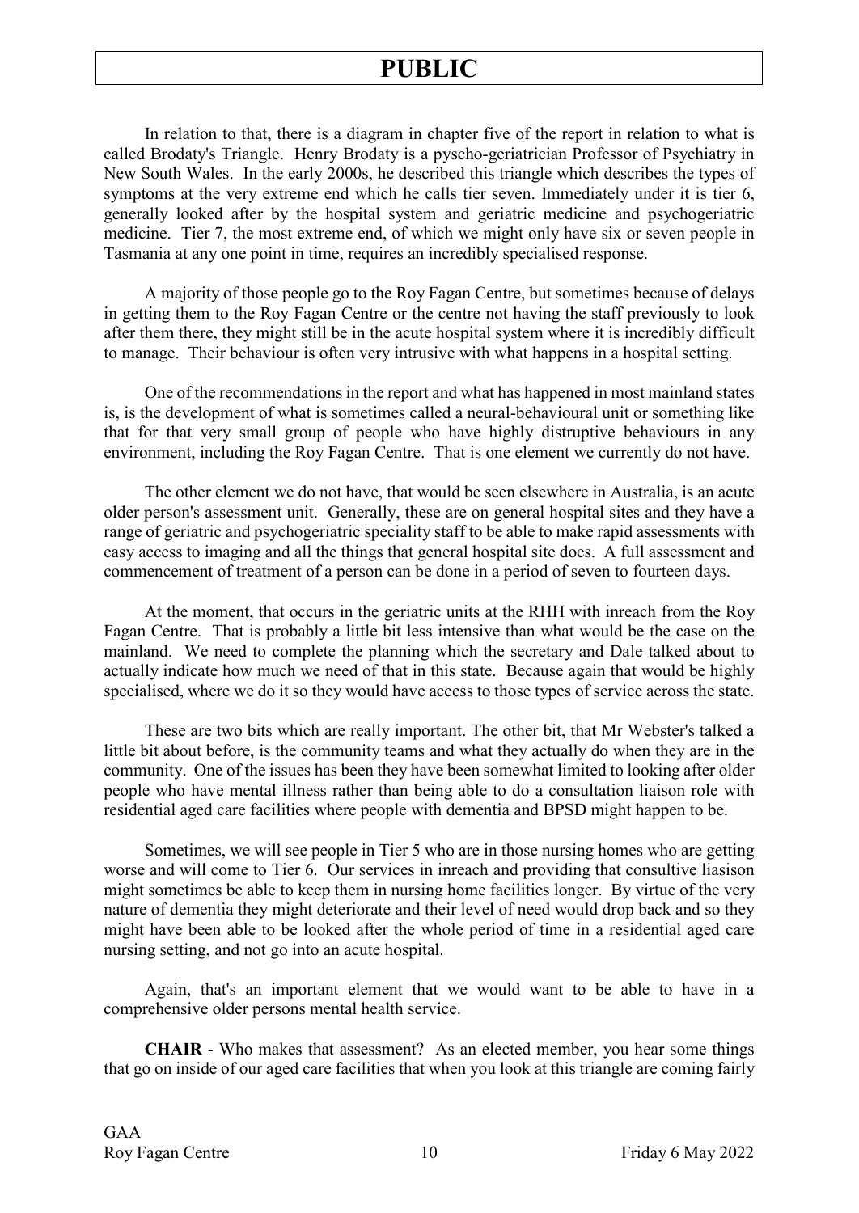In relation to that, there is a diagram in chapter five of the report in relation to what is called Brodaty's Triangle. Henry Brodaty is a pyscho-geriatrician Professor of Psychiatry in New South Wales. In the early 2000s, he described this triangle which describes the types of symptoms at the very extreme end which he calls tier seven. Immediately under it is tier 6, generally looked after by the hospital system and geriatric medicine and psychogeriatric medicine. Tier 7, the most extreme end, of which we might only have six or seven people in Tasmania at any one point in time, requires an incredibly specialised response.

A majority of those people go to the Roy Fagan Centre, but sometimes because of delays in getting them to the Roy Fagan Centre or the centre not having the staff previously to look after them there, they might still be in the acute hospital system where it is incredibly difficult to manage. Their behaviour is often very intrusive with what happens in a hospital setting.

One of the recommendations in the report and what has happened in most mainland states is, is the development of what is sometimes called a neural-behavioural unit or something like that for that very small group of people who have highly distruptive behaviours in any environment, including the Roy Fagan Centre. That is one element we currently do not have.

The other element we do not have, that would be seen elsewhere in Australia, is an acute older person's assessment unit. Generally, these are on general hospital sites and they have a range of geriatric and psychogeriatric speciality staff to be able to make rapid assessments with easy access to imaging and all the things that general hospital site does. A full assessment and commencement of treatment of a person can be done in a period of seven to fourteen days.

At the moment, that occurs in the geriatric units at the RHH with inreach from the Roy Fagan Centre. That is probably a little bit less intensive than what would be the case on the mainland. We need to complete the planning which the secretary and Dale talked about to actually indicate how much we need of that in this state. Because again that would be highly specialised, where we do it so they would have access to those types of service across the state.

These are two bits which are really important. The other bit, that Mr Webster's talked a little bit about before, is the community teams and what they actually do when they are in the community. One of the issues has been they have been somewhat limited to looking after older people who have mental illness rather than being able to do a consultation liaison role with residential aged care facilities where people with dementia and BPSD might happen to be.

Sometimes, we will see people in Tier 5 who are in those nursing homes who are getting worse and will come to Tier 6. Our services in inreach and providing that consultive liasison might sometimes be able to keep them in nursing home facilities longer. By virtue of the very nature of dementia they might deteriorate and their level of need would drop back and so they might have been able to be looked after the whole period of time in a residential aged care nursing setting, and not go into an acute hospital.

Again, that's an important element that we would want to be able to have in a comprehensive older persons mental health service.

**CHAIR** - Who makes that assessment? As an elected member, you hear some things that go on inside of our aged care facilities that when you look at this triangle are coming fairly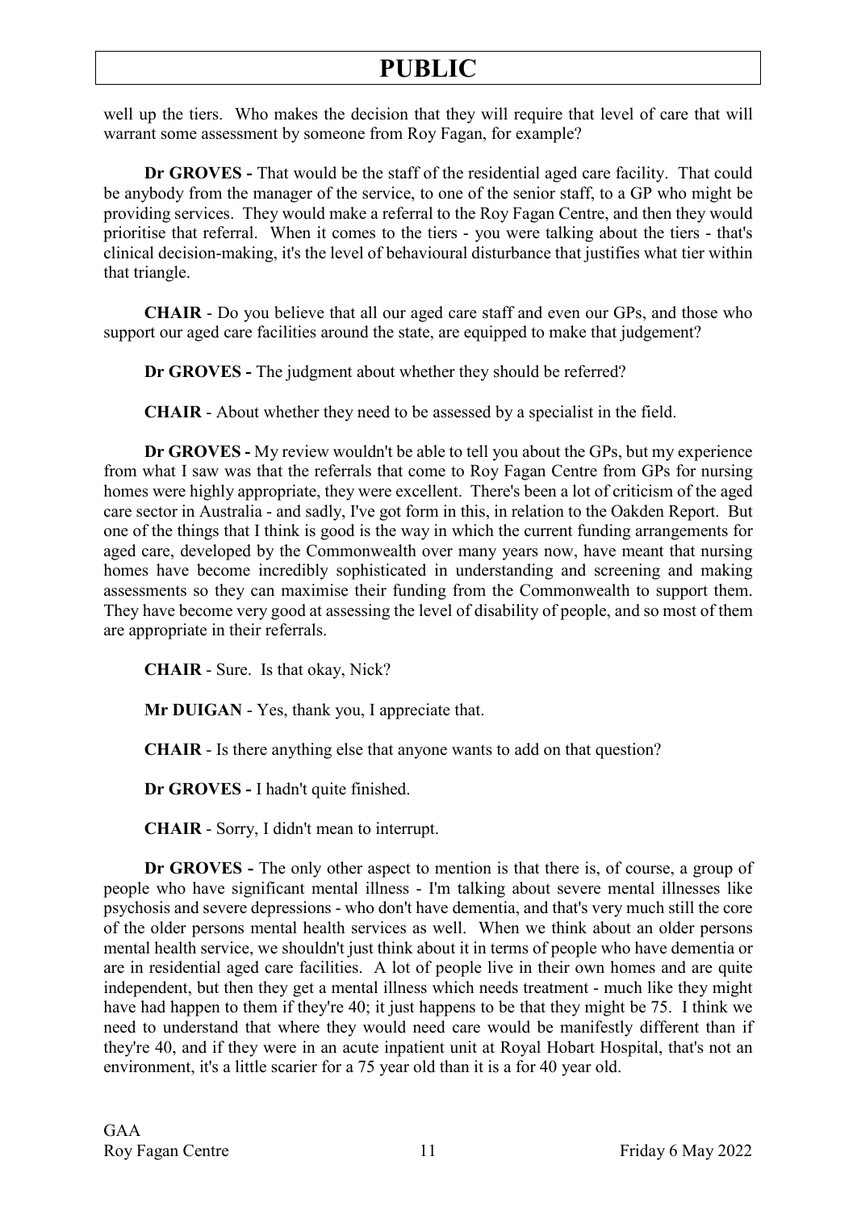well up the tiers. Who makes the decision that they will require that level of care that will warrant some assessment by someone from Roy Fagan, for example?

**Dr GROVES -** That would be the staff of the residential aged care facility. That could be anybody from the manager of the service, to one of the senior staff, to a GP who might be providing services. They would make a referral to the Roy Fagan Centre, and then they would prioritise that referral. When it comes to the tiers - you were talking about the tiers - that's clinical decision-making, it's the level of behavioural disturbance that justifies what tier within that triangle.

**CHAIR** - Do you believe that all our aged care staff and even our GPs, and those who support our aged care facilities around the state, are equipped to make that judgement?

**Dr GROVES -** The judgment about whether they should be referred?

**CHAIR** - About whether they need to be assessed by a specialist in the field.

**Dr GROVES -** My review wouldn't be able to tell you about the GPs, but my experience from what I saw was that the referrals that come to Roy Fagan Centre from GPs for nursing homes were highly appropriate, they were excellent. There's been a lot of criticism of the aged care sector in Australia - and sadly, I've got form in this, in relation to the Oakden Report. But one of the things that I think is good is the way in which the current funding arrangements for aged care, developed by the Commonwealth over many years now, have meant that nursing homes have become incredibly sophisticated in understanding and screening and making assessments so they can maximise their funding from the Commonwealth to support them. They have become very good at assessing the level of disability of people, and so most of them are appropriate in their referrals.

**CHAIR** - Sure. Is that okay, Nick?

**Mr DUIGAN** - Yes, thank you, I appreciate that.

**CHAIR** - Is there anything else that anyone wants to add on that question?

**Dr GROVES -** I hadn't quite finished.

**CHAIR** - Sorry, I didn't mean to interrupt.

**Dr GROVES -** The only other aspect to mention is that there is, of course, a group of people who have significant mental illness - I'm talking about severe mental illnesses like psychosis and severe depressions - who don't have dementia, and that's very much still the core of the older persons mental health services as well. When we think about an older persons mental health service, we shouldn't just think about it in terms of people who have dementia or are in residential aged care facilities. A lot of people live in their own homes and are quite independent, but then they get a mental illness which needs treatment - much like they might have had happen to them if they're 40; it just happens to be that they might be 75. I think we need to understand that where they would need care would be manifestly different than if they're 40, and if they were in an acute inpatient unit at Royal Hobart Hospital, that's not an environment, it's a little scarier for a 75 year old than it is a for 40 year old.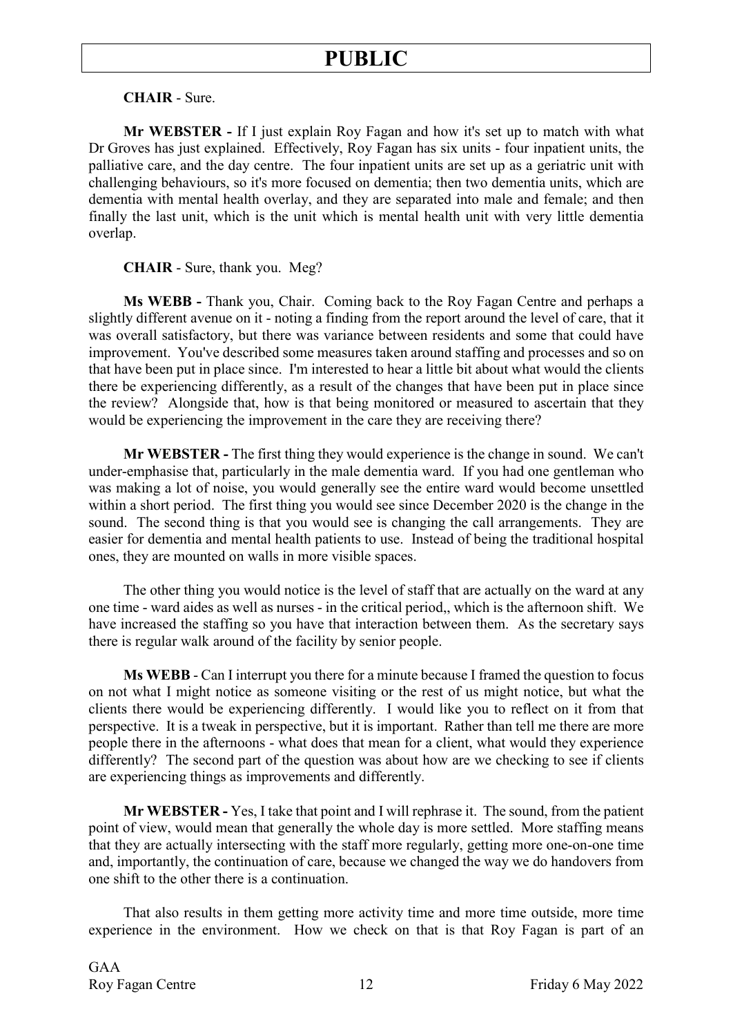**CHAIR** - Sure.

**Mr WEBSTER -** If I just explain Roy Fagan and how it's set up to match with what Dr Groves has just explained. Effectively, Roy Fagan has six units - four inpatient units, the palliative care, and the day centre. The four inpatient units are set up as a geriatric unit with challenging behaviours, so it's more focused on dementia; then two dementia units, which are dementia with mental health overlay, and they are separated into male and female; and then finally the last unit, which is the unit which is mental health unit with very little dementia overlap.

**CHAIR** - Sure, thank you. Meg?

**Ms WEBB -** Thank you, Chair. Coming back to the Roy Fagan Centre and perhaps a slightly different avenue on it - noting a finding from the report around the level of care, that it was overall satisfactory, but there was variance between residents and some that could have improvement. You've described some measures taken around staffing and processes and so on that have been put in place since. I'm interested to hear a little bit about what would the clients there be experiencing differently, as a result of the changes that have been put in place since the review? Alongside that, how is that being monitored or measured to ascertain that they would be experiencing the improvement in the care they are receiving there?

**Mr WEBSTER -** The first thing they would experience is the change in sound. We can't under-emphasise that, particularly in the male dementia ward. If you had one gentleman who was making a lot of noise, you would generally see the entire ward would become unsettled within a short period. The first thing you would see since December 2020 is the change in the sound. The second thing is that you would see is changing the call arrangements. They are easier for dementia and mental health patients to use. Instead of being the traditional hospital ones, they are mounted on walls in more visible spaces.

The other thing you would notice is the level of staff that are actually on the ward at any one time - ward aides as well as nurses - in the critical period,, which is the afternoon shift. We have increased the staffing so you have that interaction between them. As the secretary says there is regular walk around of the facility by senior people.

**Ms WEBB** - Can I interrupt you there for a minute because I framed the question to focus on not what I might notice as someone visiting or the rest of us might notice, but what the clients there would be experiencing differently. I would like you to reflect on it from that perspective. It is a tweak in perspective, but it is important. Rather than tell me there are more people there in the afternoons - what does that mean for a client, what would they experience differently? The second part of the question was about how are we checking to see if clients are experiencing things as improvements and differently.

**Mr WEBSTER -** Yes, I take that point and I will rephrase it. The sound, from the patient point of view, would mean that generally the whole day is more settled. More staffing means that they are actually intersecting with the staff more regularly, getting more one-on-one time and, importantly, the continuation of care, because we changed the way we do handovers from one shift to the other there is a continuation.

That also results in them getting more activity time and more time outside, more time experience in the environment. How we check on that is that Roy Fagan is part of an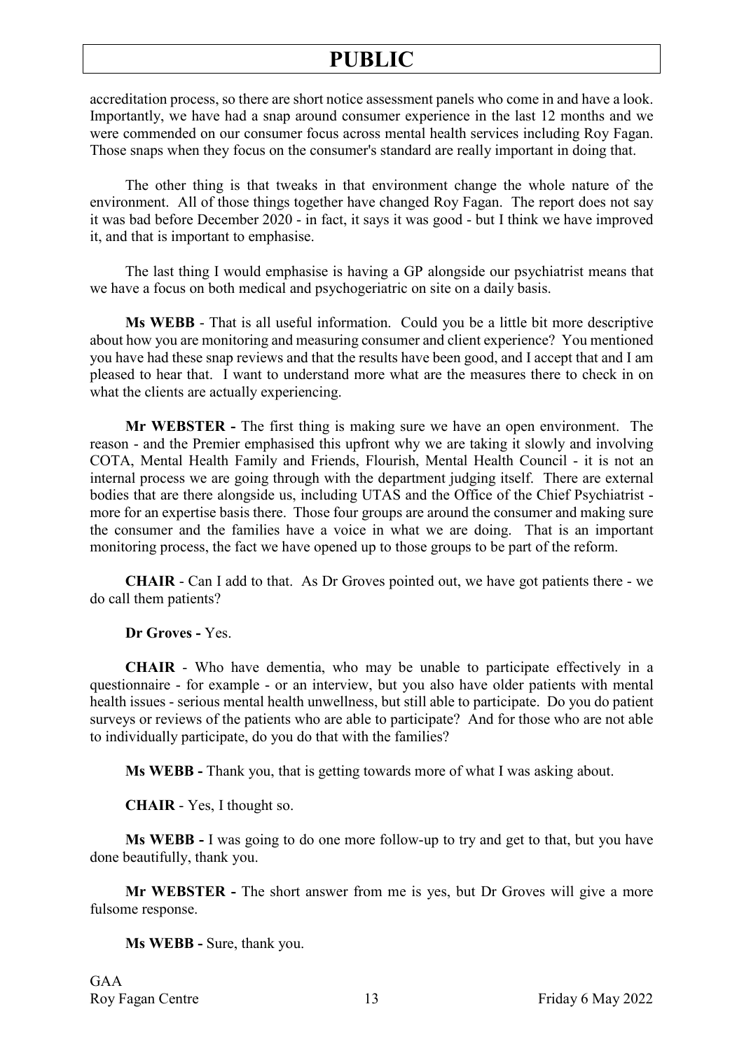accreditation process, so there are short notice assessment panels who come in and have a look. Importantly, we have had a snap around consumer experience in the last 12 months and we were commended on our consumer focus across mental health services including Roy Fagan. Those snaps when they focus on the consumer's standard are really important in doing that.

The other thing is that tweaks in that environment change the whole nature of the environment. All of those things together have changed Roy Fagan. The report does not say it was bad before December 2020 - in fact, it says it was good - but I think we have improved it, and that is important to emphasise.

The last thing I would emphasise is having a GP alongside our psychiatrist means that we have a focus on both medical and psychogeriatric on site on a daily basis.

**Ms WEBB** - That is all useful information. Could you be a little bit more descriptive about how you are monitoring and measuring consumer and client experience? You mentioned you have had these snap reviews and that the results have been good, and I accept that and I am pleased to hear that. I want to understand more what are the measures there to check in on what the clients are actually experiencing.

**Mr WEBSTER -** The first thing is making sure we have an open environment. The reason - and the Premier emphasised this upfront why we are taking it slowly and involving COTA, Mental Health Family and Friends, Flourish, Mental Health Council - it is not an internal process we are going through with the department judging itself. There are external bodies that are there alongside us, including UTAS and the Office of the Chief Psychiatrist - more for an expertise basis there. Those four groups are around the consumer and making sure the consumer and the families have a voice in what we are doing. That is an important monitoring process, the fact we have opened up to those groups to be part of the reform.

**CHAIR** - Can I add to that. As Dr Groves pointed out, we have got patients there - we do call them patients?

**Dr Groves -** Yes.

**CHAIR** - Who have dementia, who may be unable to participate effectively in a questionnaire - for example - or an interview, but you also have older patients with mental health issues - serious mental health unwellness, but still able to participate. Do you do patient surveys or reviews of the patients who are able to participate? And for those who are not able to individually participate, do you do that with the families?

**Ms WEBB -** Thank you, that is getting towards more of what I was asking about.

**CHAIR** - Yes, I thought so.

**Ms WEBB -** I was going to do one more follow-up to try and get to that, but you have done beautifully, thank you.

**Mr WEBSTER -** The short answer from me is yes, but Dr Groves will give a more fulsome response.

**Ms WEBB -** Sure, thank you.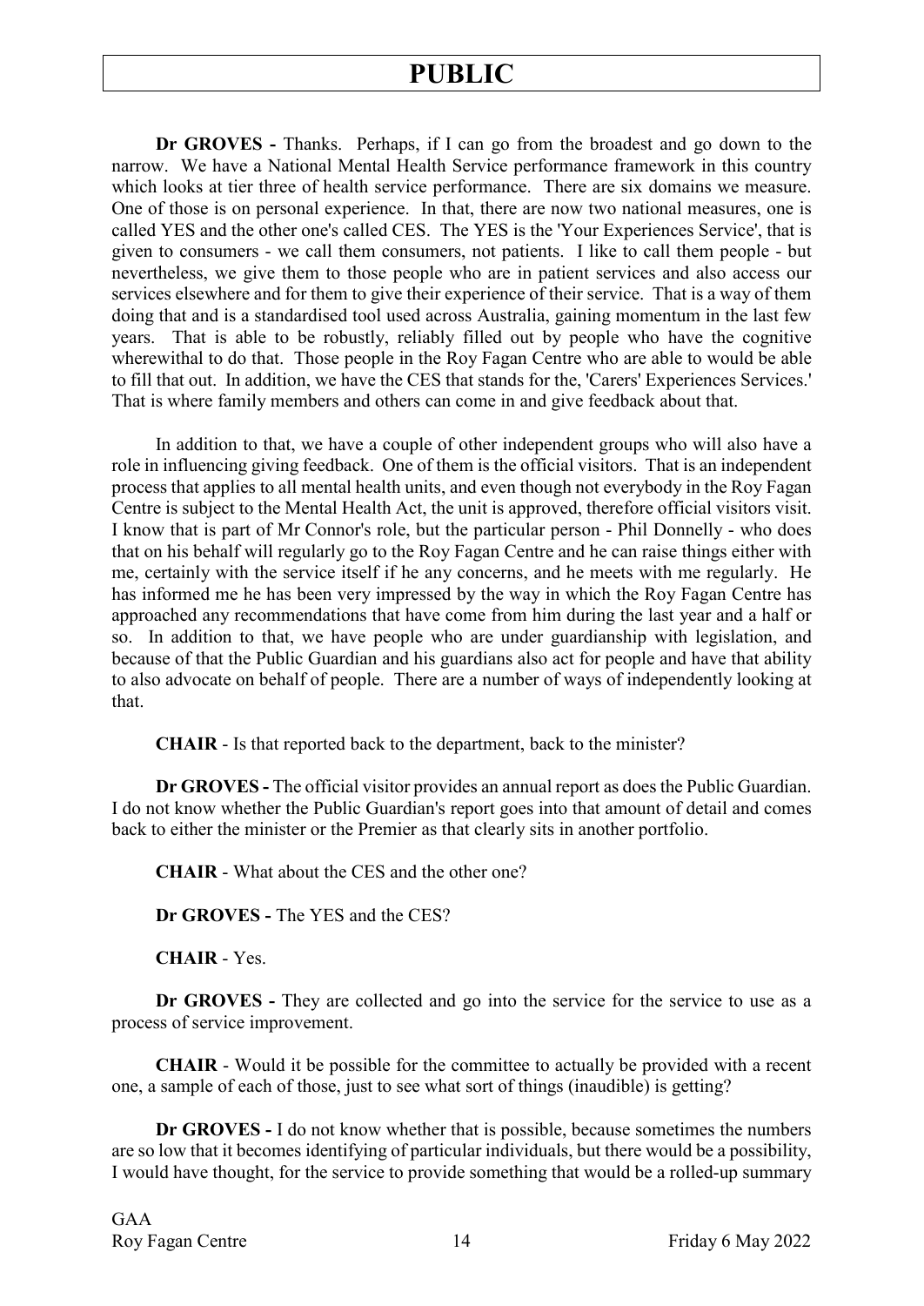**Dr GROVES -** Thanks. Perhaps, if I can go from the broadest and go down to the narrow. We have a National Mental Health Service performance framework in this country which looks at tier three of health service performance. There are six domains we measure. One of those is on personal experience. In that, there are now two national measures, one is called YES and the other one's called CES. The YES is the 'Your Experiences Service', that is given to consumers - we call them consumers, not patients. I like to call them people - but nevertheless, we give them to those people who are in patient services and also access our services elsewhere and for them to give their experience of their service. That is a way of them doing that and is a standardised tool used across Australia, gaining momentum in the last few years. That is able to be robustly, reliably filled out by people who have the cognitive wherewithal to do that. Those people in the Roy Fagan Centre who are able to would be able to fill that out. In addition, we have the CES that stands for the, 'Carers' Experiences Services.' That is where family members and others can come in and give feedback about that.

In addition to that, we have a couple of other independent groups who will also have a role in influencing giving feedback. One of them is the official visitors. That is an independent process that applies to all mental health units, and even though not everybody in the Roy Fagan Centre is subject to the Mental Health Act, the unit is approved, therefore official visitors visit. I know that is part of Mr Connor's role, but the particular person - Phil Donnelly - who does that on his behalf will regularly go to the Roy Fagan Centre and he can raise things either with me, certainly with the service itself if he any concerns, and he meets with me regularly. He has informed me he has been very impressed by the way in which the Roy Fagan Centre has approached any recommendations that have come from him during the last year and a half or so. In addition to that, we have people who are under guardianship with legislation, and because of that the Public Guardian and his guardians also act for people and have that ability to also advocate on behalf of people. There are a number of ways of independently looking at that.

**CHAIR** - Is that reported back to the department, back to the minister?

**Dr GROVES -** The official visitor provides an annual report as does the Public Guardian. I do not know whether the Public Guardian's report goes into that amount of detail and comes back to either the minister or the Premier as that clearly sits in another portfolio.

**CHAIR** - What about the CES and the other one?

**Dr GROVES -** The YES and the CES?

**CHAIR** - Yes.

**Dr GROVES -** They are collected and go into the service for the service to use as a process of service improvement.

**CHAIR** - Would it be possible for the committee to actually be provided with a recent one, a sample of each of those, just to see what sort of things (inaudible) is getting?

**Dr GROVES -** I do not know whether that is possible, because sometimes the numbers are so low that it becomes identifying of particular individuals, but there would be a possibility, I would have thought, for the service to provide something that would be a rolled-up summary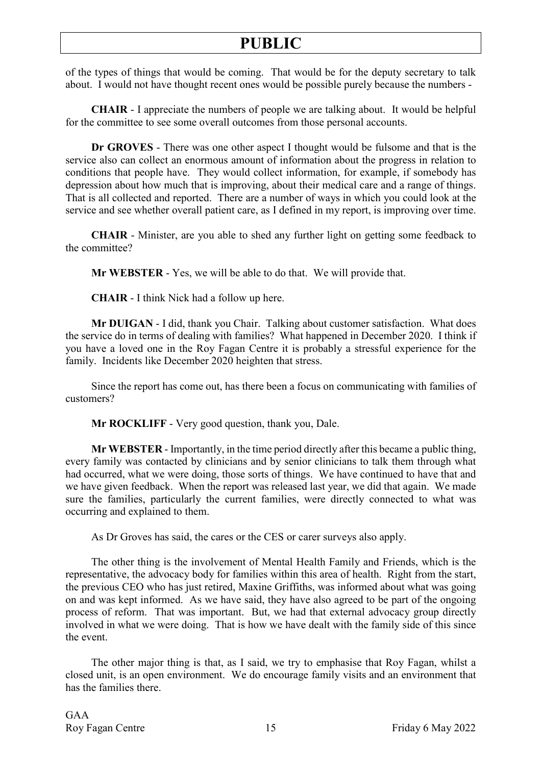of the types of things that would be coming. That would be for the deputy secretary to talk about. I would not have thought recent ones would be possible purely because the numbers -

**CHAIR** - I appreciate the numbers of people we are talking about. It would be helpful for the committee to see some overall outcomes from those personal accounts.

**Dr GROVES** - There was one other aspect I thought would be fulsome and that is the service also can collect an enormous amount of information about the progress in relation to conditions that people have. They would collect information, for example, if somebody has depression about how much that is improving, about their medical care and a range of things. That is all collected and reported. There are a number of ways in which you could look at the service and see whether overall patient care, as I defined in my report, is improving over time.

**CHAIR** - Minister, are you able to shed any further light on getting some feedback to the committee?

**Mr WEBSTER** - Yes, we will be able to do that. We will provide that.

**CHAIR** - I think Nick had a follow up here.

**Mr DUIGAN** - I did, thank you Chair. Talking about customer satisfaction. What does the service do in terms of dealing with families? What happened in December 2020. I think if you have a loved one in the Roy Fagan Centre it is probably a stressful experience for the family. Incidents like December 2020 heighten that stress.

Since the report has come out, has there been a focus on communicating with families of customers?

**Mr ROCKLIFF** - Very good question, thank you, Dale.

**Mr WEBSTER** - Importantly, in the time period directly after this became a public thing, every family was contacted by clinicians and by senior clinicians to talk them through what had occurred, what we were doing, those sorts of things. We have continued to have that and we have given feedback. When the report was released last year, we did that again. We made sure the families, particularly the current families, were directly connected to what was occurring and explained to them.

As Dr Groves has said, the cares or the CES or carer surveys also apply.

The other thing is the involvement of Mental Health Family and Friends, which is the representative, the advocacy body for families within this area of health. Right from the start, the previous CEO who has just retired, Maxine Griffiths, was informed about what was going on and was kept informed. As we have said, they have also agreed to be part of the ongoing process of reform. That was important. But, we had that external advocacy group directly involved in what we were doing. That is how we have dealt with the family side of this since the event.

The other major thing is that, as I said, we try to emphasise that Roy Fagan, whilst a closed unit, is an open environment. We do encourage family visits and an environment that has the families there.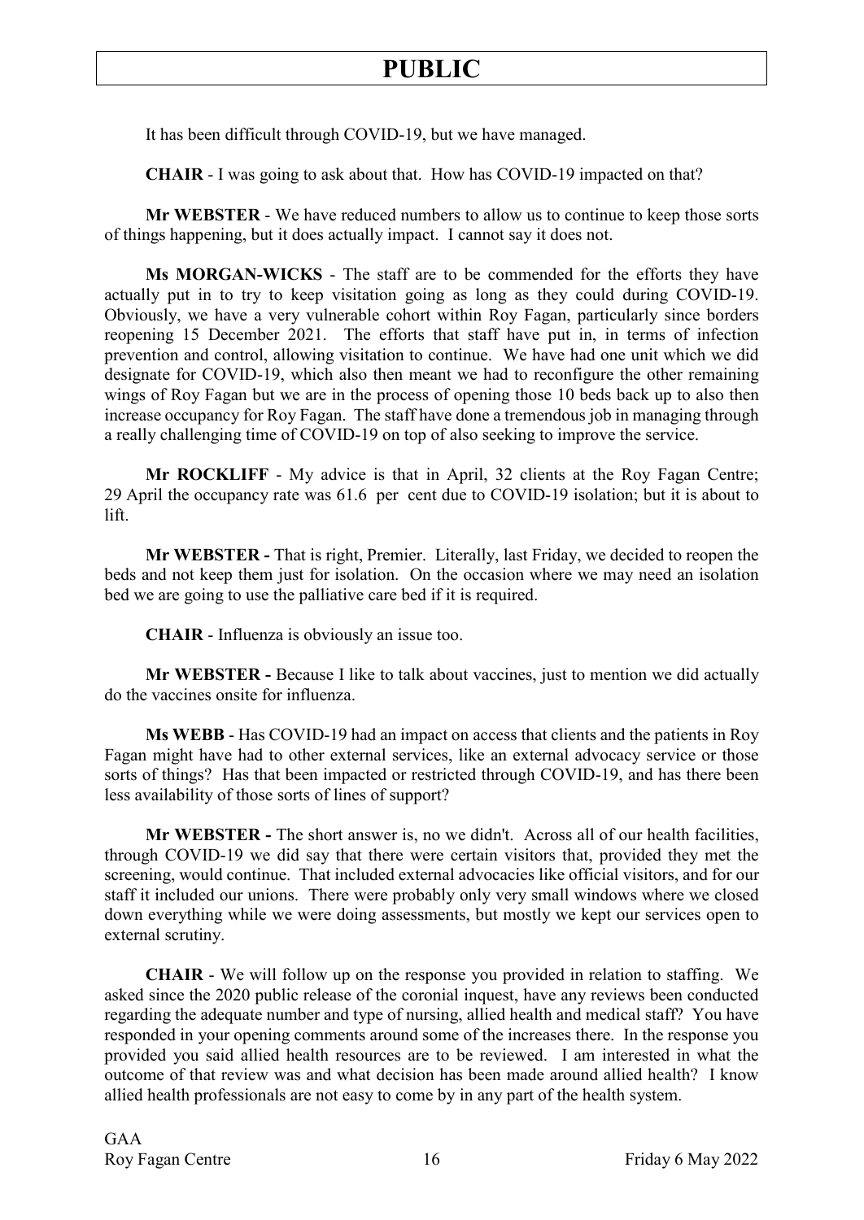It has been difficult through COVID-19, but we have managed.

**CHAIR** - I was going to ask about that. How has COVID-19 impacted on that?

**Mr WEBSTER** - We have reduced numbers to allow us to continue to keep those sorts of things happening, but it does actually impact. I cannot say it does not.

**Ms MORGAN-WICKS** - The staff are to be commended for the efforts they have actually put in to try to keep visitation going as long as they could during COVID-19. Obviously, we have a very vulnerable cohort within Roy Fagan, particularly since borders reopening 15 December 2021. The efforts that staff have put in, in terms of infection prevention and control, allowing visitation to continue. We have had one unit which we did designate for COVID-19, which also then meant we had to reconfigure the other remaining wings of Roy Fagan but we are in the process of opening those 10 beds back up to also then increase occupancy for Roy Fagan. The staff have done a tremendous job in managing through a really challenging time of COVID-19 on top of also seeking to improve the service.

**Mr ROCKLIFF** - My advice is that in April, 32 clients at the Roy Fagan Centre; 29 April the occupancy rate was 61.6 per cent due to COVID-19 isolation; but it is about to lift.

**Mr WEBSTER -** That is right, Premier. Literally, last Friday, we decided to reopen the beds and not keep them just for isolation. On the occasion where we may need an isolation bed we are going to use the palliative care bed if it is required.

**CHAIR** - Influenza is obviously an issue too.

**Mr WEBSTER -** Because I like to talk about vaccines, just to mention we did actually do the vaccines onsite for influenza.

**Ms WEBB** - Has COVID-19 had an impact on access that clients and the patients in Roy Fagan might have had to other external services, like an external advocacy service or those sorts of things? Has that been impacted or restricted through COVID-19, and has there been less availability of those sorts of lines of support?

**Mr WEBSTER -** The short answer is, no we didn't. Across all of our health facilities, through COVID-19 we did say that there were certain visitors that, provided they met the screening, would continue. That included external advocacies like official visitors, and for our staff it included our unions. There were probably only very small windows where we closed down everything while we were doing assessments, but mostly we kept our services open to external scrutiny.

**CHAIR** - We will follow up on the response you provided in relation to staffing. We asked since the 2020 public release of the coronial inquest, have any reviews been conducted regarding the adequate number and type of nursing, allied health and medical staff? You have responded in your opening comments around some of the increases there. In the response you provided you said allied health resources are to be reviewed. I am interested in what the outcome of that review was and what decision has been made around allied health? I know allied health professionals are not easy to come by in any part of the health system.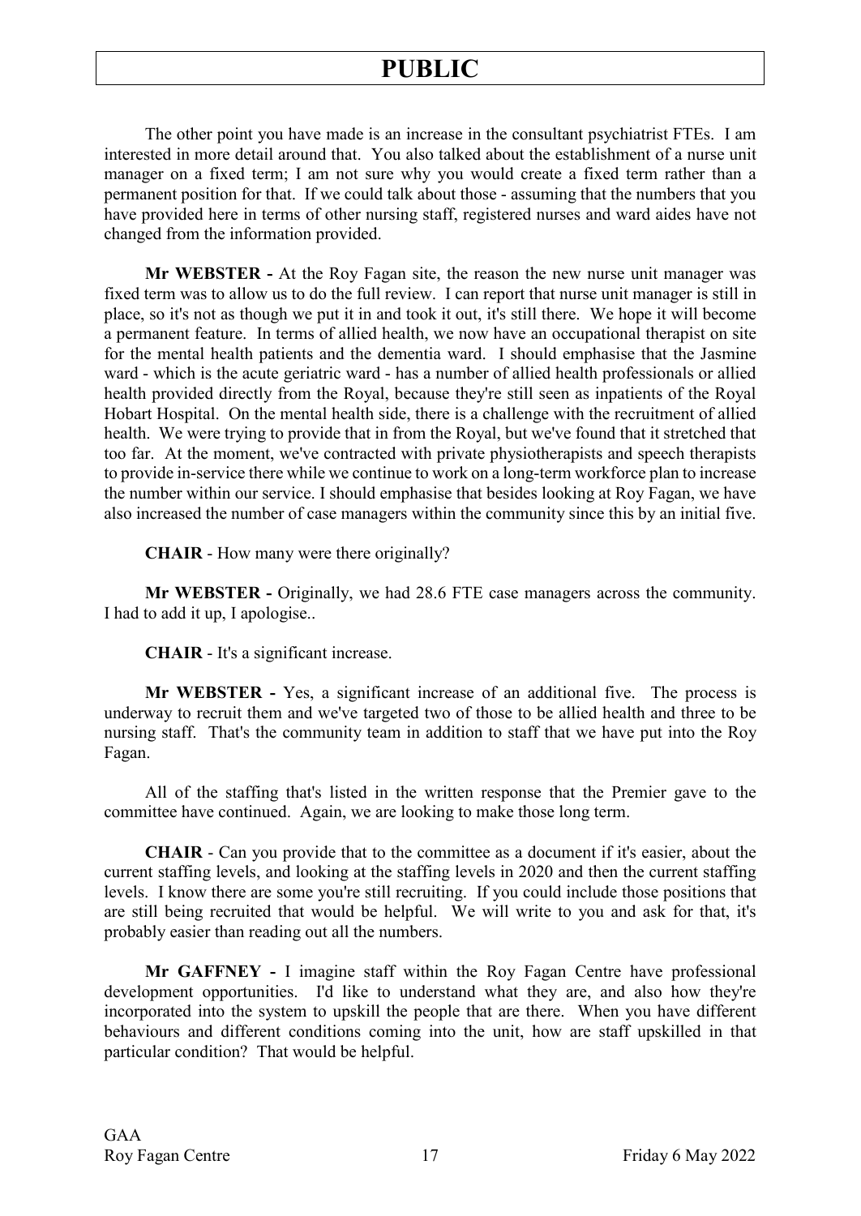The other point you have made is an increase in the consultant psychiatrist FTEs. I am interested in more detail around that. You also talked about the establishment of a nurse unit manager on a fixed term; I am not sure why you would create a fixed term rather than a permanent position for that. If we could talk about those - assuming that the numbers that you have provided here in terms of other nursing staff, registered nurses and ward aides have not changed from the information provided.

**Mr WEBSTER -** At the Roy Fagan site, the reason the new nurse unit manager was fixed term was to allow us to do the full review. I can report that nurse unit manager is still in place, so it's not as though we put it in and took it out, it's still there. We hope it will become a permanent feature. In terms of allied health, we now have an occupational therapist on site for the mental health patients and the dementia ward. I should emphasise that the Jasmine ward - which is the acute geriatric ward - has a number of allied health professionals or allied health provided directly from the Royal, because they're still seen as inpatients of the Royal Hobart Hospital. On the mental health side, there is a challenge with the recruitment of allied health. We were trying to provide that in from the Royal, but we've found that it stretched that too far. At the moment, we've contracted with private physiotherapists and speech therapists to provide in-service there while we continue to work on a long-term workforce plan to increase the number within our service. I should emphasise that besides looking at Roy Fagan, we have also increased the number of case managers within the community since this by an initial five.

**CHAIR** - How many were there originally?

**Mr WEBSTER -** Originally, we had 28.6 FTE case managers across the community. I had to add it up, I apologise..

**CHAIR** - It's a significant increase.

**Mr WEBSTER -** Yes, a significant increase of an additional five. The process is underway to recruit them and we've targeted two of those to be allied health and three to be nursing staff. That's the community team in addition to staff that we have put into the Roy Fagan.

All of the staffing that's listed in the written response that the Premier gave to the committee have continued. Again, we are looking to make those long term.

**CHAIR** - Can you provide that to the committee as a document if it's easier, about the current staffing levels, and looking at the staffing levels in 2020 and then the current staffing levels. I know there are some you're still recruiting. If you could include those positions that are still being recruited that would be helpful. We will write to you and ask for that, it's probably easier than reading out all the numbers.

**Mr GAFFNEY -** I imagine staff within the Roy Fagan Centre have professional development opportunities. I'd like to understand what they are, and also how they're incorporated into the system to upskill the people that are there. When you have different behaviours and different conditions coming into the unit, how are staff upskilled in that particular condition? That would be helpful.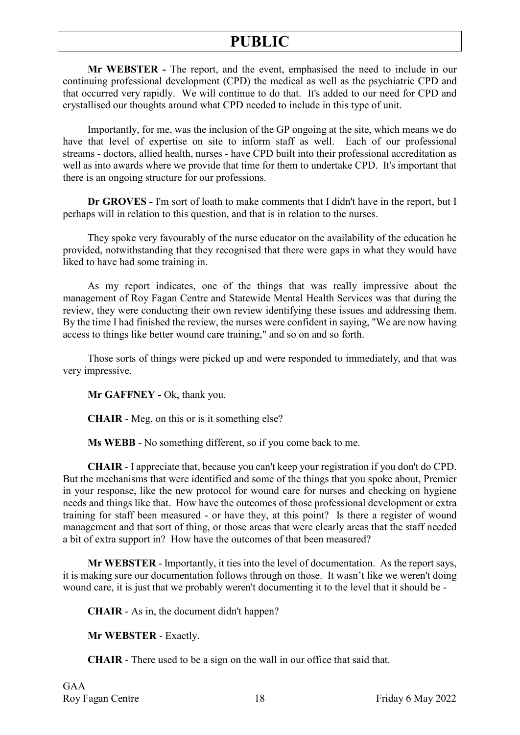**Mr WEBSTER -** The report, and the event, emphasised the need to include in our continuing professional development (CPD) the medical as well as the psychiatric CPD and that occurred very rapidly. We will continue to do that. It's added to our need for CPD and crystallised our thoughts around what CPD needed to include in this type of unit.

Importantly, for me, was the inclusion of the GP ongoing at the site, which means we do have that level of expertise on site to inform staff as well. Each of our professional streams - doctors, allied health, nurses - have CPD built into their professional accreditation as well as into awards where we provide that time for them to undertake CPD. It's important that there is an ongoing structure for our professions.

**Dr GROVES -** I'm sort of loath to make comments that I didn't have in the report, but I perhaps will in relation to this question, and that is in relation to the nurses.

They spoke very favourably of the nurse educator on the availability of the education he provided, notwithstanding that they recognised that there were gaps in what they would have liked to have had some training in.

As my report indicates, one of the things that was really impressive about the management of Roy Fagan Centre and Statewide Mental Health Services was that during the review, they were conducting their own review identifying these issues and addressing them. By the time I had finished the review, the nurses were confident in saying, "We are now having access to things like better wound care training," and so on and so forth.

Those sorts of things were picked up and were responded to immediately, and that was very impressive.

**Mr GAFFNEY -** Ok, thank you.

**CHAIR** - Meg, on this or is it something else?

**Ms WEBB** - No something different, so if you come back to me.

**CHAIR** - I appreciate that, because you can't keep your registration if you don't do CPD. But the mechanisms that were identified and some of the things that you spoke about, Premier in your response, like the new protocol for wound care for nurses and checking on hygiene needs and things like that. How have the outcomes of those professional development or extra training for staff been measured - or have they, at this point? Is there a register of wound management and that sort of thing, or those areas that were clearly areas that the staff needed a bit of extra support in? How have the outcomes of that been measured?

**Mr WEBSTER** - Importantly, it ties into the level of documentation. As the report says, it is making sure our documentation follows through on those. It wasn't like we weren't doing wound care, it is just that we probably weren't documenting it to the level that it should be -

**CHAIR** - As in, the document didn't happen?

**Mr WEBSTER** - Exactly.

**CHAIR** - There used to be a sign on the wall in our office that said that.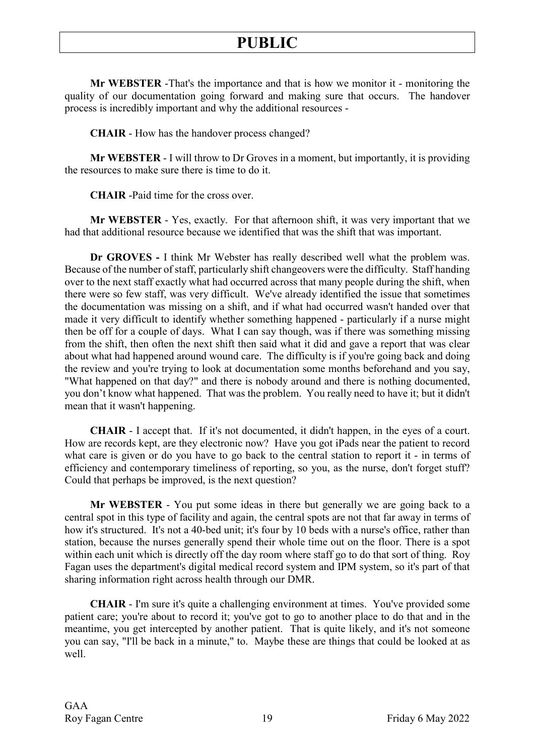**Mr WEBSTER** -That's the importance and that is how we monitor it - monitoring the quality of our documentation going forward and making sure that occurs. The handover process is incredibly important and why the additional resources -

**CHAIR** - How has the handover process changed?

**Mr WEBSTER** - I will throw to Dr Groves in a moment, but importantly, it is providing the resources to make sure there is time to do it.

**CHAIR** -Paid time for the cross over.

**Mr WEBSTER** - Yes, exactly. For that afternoon shift, it was very important that we had that additional resource because we identified that was the shift that was important.

**Dr GROVES -** I think Mr Webster has really described well what the problem was. Because of the number of staff, particularly shift changeovers were the difficulty. Staff handing over to the next staff exactly what had occurred across that many people during the shift, when there were so few staff, was very difficult. We've already identified the issue that sometimes the documentation was missing on a shift, and if what had occurred wasn't handed over that made it very difficult to identify whether something happened - particularly if a nurse might then be off for a couple of days. What I can say though, was if there was something missing from the shift, then often the next shift then said what it did and gave a report that was clear about what had happened around wound care. The difficulty is if you're going back and doing the review and you're trying to look at documentation some months beforehand and you say, "What happened on that day?" and there is nobody around and there is nothing documented, you don't know what happened. That was the problem. You really need to have it; but it didn't mean that it wasn't happening.

**CHAIR** - I accept that. If it's not documented, it didn't happen, in the eyes of a court. How are records kept, are they electronic now? Have you got iPads near the patient to record what care is given or do you have to go back to the central station to report it - in terms of efficiency and contemporary timeliness of reporting, so you, as the nurse, don't forget stuff? Could that perhaps be improved, is the next question?

**Mr WEBSTER** - You put some ideas in there but generally we are going back to a central spot in this type of facility and again, the central spots are not that far away in terms of how it's structured. It's not a 40-bed unit; it's four by 10 beds with a nurse's office, rather than station, because the nurses generally spend their whole time out on the floor. There is a spot within each unit which is directly off the day room where staff go to do that sort of thing. Roy Fagan uses the department's digital medical record system and IPM system, so it's part of that sharing information right across health through our DMR.

**CHAIR** - I'm sure it's quite a challenging environment at times. You've provided some patient care; you're about to record it; you've got to go to another place to do that and in the meantime, you get intercepted by another patient. That is quite likely, and it's not someone you can say, "I'll be back in a minute," to. Maybe these are things that could be looked at as well.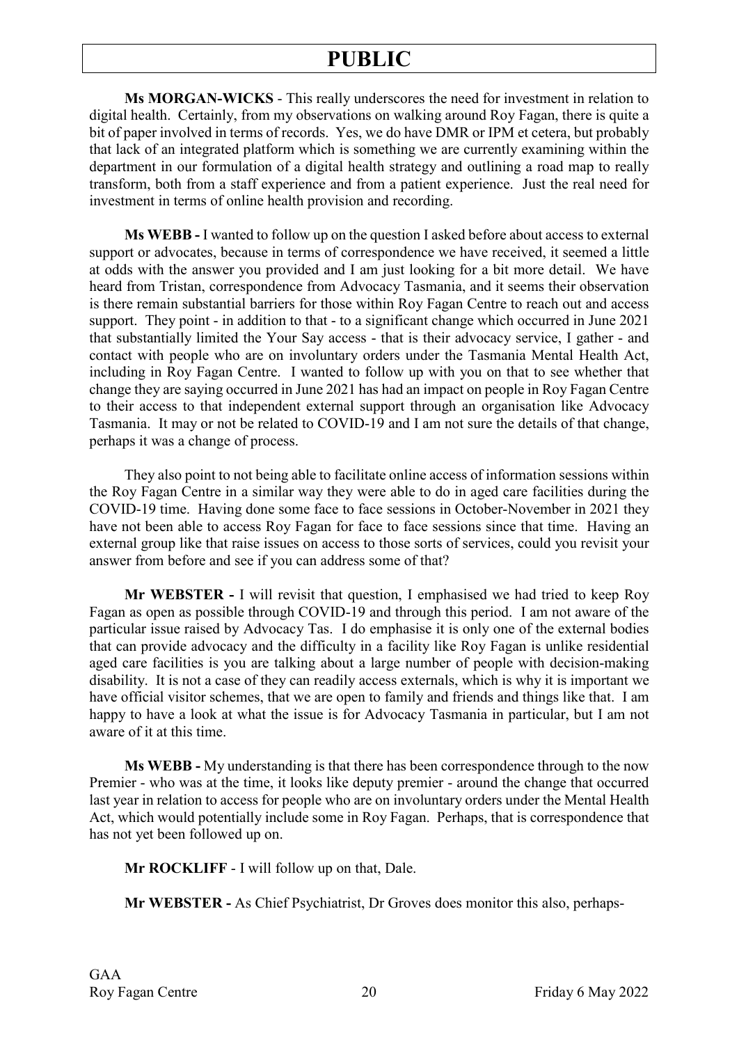**Ms MORGAN-WICKS** - This really underscores the need for investment in relation to digital health. Certainly, from my observations on walking around Roy Fagan, there is quite a bit of paper involved in terms of records. Yes, we do have DMR or IPM et cetera, but probably that lack of an integrated platform which is something we are currently examining within the department in our formulation of a digital health strategy and outlining a road map to really transform, both from a staff experience and from a patient experience. Just the real need for investment in terms of online health provision and recording.

**Ms WEBB -** I wanted to follow up on the question I asked before about access to external support or advocates, because in terms of correspondence we have received, it seemed a little at odds with the answer you provided and I am just looking for a bit more detail. We have heard from Tristan, correspondence from Advocacy Tasmania, and it seems their observation is there remain substantial barriers for those within Roy Fagan Centre to reach out and access support. They point - in addition to that - to a significant change which occurred in June 2021 that substantially limited the Your Say access - that is their advocacy service, I gather - and contact with people who are on involuntary orders under the Tasmania Mental Health Act, including in Roy Fagan Centre. I wanted to follow up with you on that to see whether that change they are saying occurred in June 2021 has had an impact on people in Roy Fagan Centre to their access to that independent external support through an organisation like Advocacy Tasmania. It may or not be related to COVID-19 and I am not sure the details of that change, perhaps it was a change of process.

They also point to not being able to facilitate online access of information sessions within the Roy Fagan Centre in a similar way they were able to do in aged care facilities during the COVID-19 time. Having done some face to face sessions in October-November in 2021 they have not been able to access Roy Fagan for face to face sessions since that time. Having an external group like that raise issues on access to those sorts of services, could you revisit your answer from before and see if you can address some of that?

**Mr WEBSTER -** I will revisit that question, I emphasised we had tried to keep Roy Fagan as open as possible through COVID-19 and through this period. I am not aware of the particular issue raised by Advocacy Tas. I do emphasise it is only one of the external bodies that can provide advocacy and the difficulty in a facility like Roy Fagan is unlike residential aged care facilities is you are talking about a large number of people with decision-making disability. It is not a case of they can readily access externals, which is why it is important we have official visitor schemes, that we are open to family and friends and things like that. I am happy to have a look at what the issue is for Advocacy Tasmania in particular, but I am not aware of it at this time.

**Ms WEBB -** My understanding is that there has been correspondence through to the now Premier - who was at the time, it looks like deputy premier - around the change that occurred last year in relation to access for people who are on involuntary orders under the Mental Health Act, which would potentially include some in Roy Fagan. Perhaps, that is correspondence that has not yet been followed up on.

**Mr ROCKLIFF** - I will follow up on that, Dale.

**Mr WEBSTER -** As Chief Psychiatrist, Dr Groves does monitor this also, perhaps-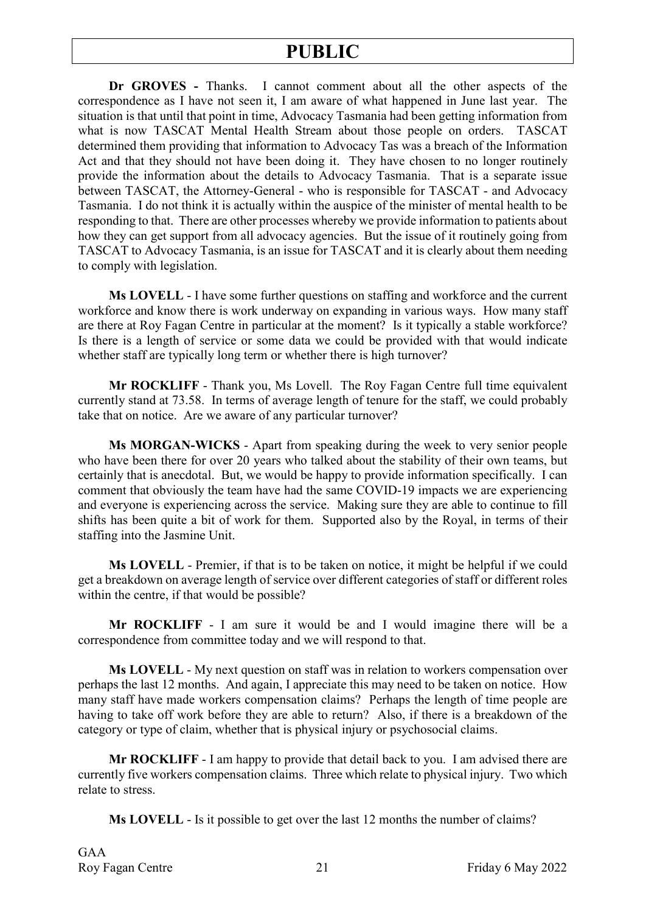**Dr GROVES -** Thanks. I cannot comment about all the other aspects of the correspondence as I have not seen it, I am aware of what happened in June last year. The situation is that until that point in time, Advocacy Tasmania had been getting information from what is now TASCAT Mental Health Stream about those people on orders. TASCAT determined them providing that information to Advocacy Tas was a breach of the Information Act and that they should not have been doing it. They have chosen to no longer routinely provide the information about the details to Advocacy Tasmania. That is a separate issue between TASCAT, the Attorney-General - who is responsible for TASCAT - and Advocacy Tasmania. I do not think it is actually within the auspice of the minister of mental health to be responding to that. There are other processes whereby we provide information to patients about how they can get support from all advocacy agencies. But the issue of it routinely going from TASCAT to Advocacy Tasmania, is an issue for TASCAT and it is clearly about them needing to comply with legislation.

**Ms LOVELL** - I have some further questions on staffing and workforce and the current workforce and know there is work underway on expanding in various ways. How many staff are there at Roy Fagan Centre in particular at the moment? Is it typically a stable workforce? Is there is a length of service or some data we could be provided with that would indicate whether staff are typically long term or whether there is high turnover?

**Mr ROCKLIFF** - Thank you, Ms Lovell. The Roy Fagan Centre full time equivalent currently stand at 73.58. In terms of average length of tenure for the staff, we could probably take that on notice. Are we aware of any particular turnover?

**Ms MORGAN-WICKS** - Apart from speaking during the week to very senior people who have been there for over 20 years who talked about the stability of their own teams, but certainly that is anecdotal. But, we would be happy to provide information specifically. I can comment that obviously the team have had the same COVID-19 impacts we are experiencing and everyone is experiencing across the service. Making sure they are able to continue to fill shifts has been quite a bit of work for them. Supported also by the Royal, in terms of their staffing into the Jasmine Unit.

**Ms LOVELL** - Premier, if that is to be taken on notice, it might be helpful if we could get a breakdown on average length of service over different categories of staff or different roles within the centre, if that would be possible?

**Mr ROCKLIFF** - I am sure it would be and I would imagine there will be a correspondence from committee today and we will respond to that.

**Ms LOVELL** - My next question on staff was in relation to workers compensation over perhaps the last 12 months. And again, I appreciate this may need to be taken on notice. How many staff have made workers compensation claims? Perhaps the length of time people are having to take off work before they are able to return? Also, if there is a breakdown of the category or type of claim, whether that is physical injury or psychosocial claims.

**Mr ROCKLIFF** - I am happy to provide that detail back to you. I am advised there are currently five workers compensation claims. Three which relate to physical injury. Two which relate to stress.

**Ms LOVELL** - Is it possible to get over the last 12 months the number of claims?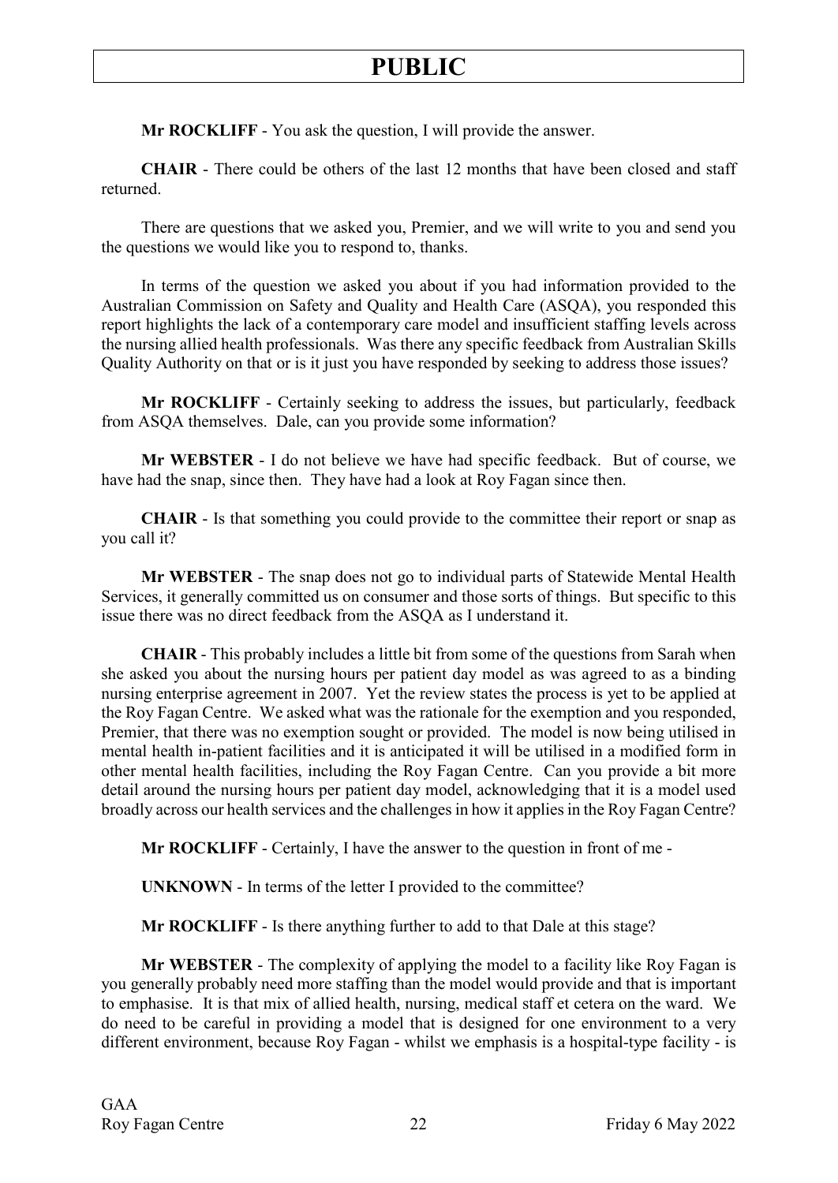**Mr ROCKLIFF** - You ask the question, I will provide the answer.

**CHAIR** - There could be others of the last 12 months that have been closed and staff returned.

There are questions that we asked you, Premier, and we will write to you and send you the questions we would like you to respond to, thanks.

In terms of the question we asked you about if you had information provided to the Australian Commission on Safety and Quality and Health Care (ASQA), you responded this report highlights the lack of a contemporary care model and insufficient staffing levels across the nursing allied health professionals. Was there any specific feedback from Australian Skills Quality Authority on that or is it just you have responded by seeking to address those issues?

**Mr ROCKLIFF** - Certainly seeking to address the issues, but particularly, feedback from ASQA themselves. Dale, can you provide some information?

**Mr WEBSTER** - I do not believe we have had specific feedback. But of course, we have had the snap, since then. They have had a look at Roy Fagan since then.

**CHAIR** - Is that something you could provide to the committee their report or snap as you call it?

**Mr WEBSTER** - The snap does not go to individual parts of Statewide Mental Health Services, it generally committed us on consumer and those sorts of things. But specific to this issue there was no direct feedback from the ASQA as I understand it.

**CHAIR** - This probably includes a little bit from some of the questions from Sarah when she asked you about the nursing hours per patient day model as was agreed to as a binding nursing enterprise agreement in 2007. Yet the review states the process is yet to be applied at the Roy Fagan Centre. We asked what was the rationale for the exemption and you responded, Premier, that there was no exemption sought or provided. The model is now being utilised in mental health in-patient facilities and it is anticipated it will be utilised in a modified form in other mental health facilities, including the Roy Fagan Centre. Can you provide a bit more detail around the nursing hours per patient day model, acknowledging that it is a model used broadly across our health services and the challenges in how it applies in the Roy Fagan Centre?

**Mr ROCKLIFF** - Certainly, I have the answer to the question in front of me -

**UNKNOWN** - In terms of the letter I provided to the committee?

**Mr ROCKLIFF** - Is there anything further to add to that Dale at this stage?

**Mr WEBSTER** - The complexity of applying the model to a facility like Roy Fagan is you generally probably need more staffing than the model would provide and that is important to emphasise. It is that mix of allied health, nursing, medical staff et cetera on the ward. We do need to be careful in providing a model that is designed for one environment to a very different environment, because Roy Fagan - whilst we emphasis is a hospital-type facility - is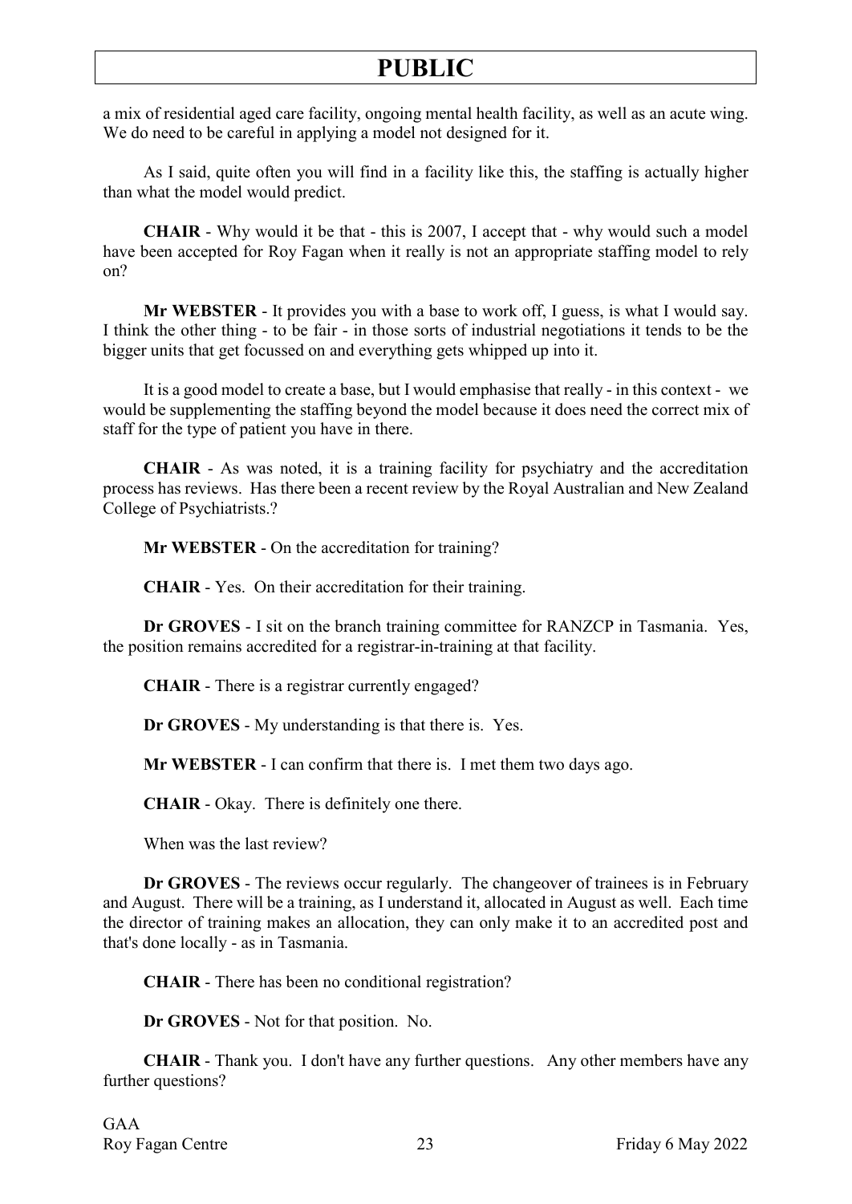a mix of residential aged care facility, ongoing mental health facility, as well as an acute wing. We do need to be careful in applying a model not designed for it.

As I said, quite often you will find in a facility like this, the staffing is actually higher than what the model would predict.

**CHAIR** - Why would it be that - this is 2007, I accept that - why would such a model have been accepted for Roy Fagan when it really is not an appropriate staffing model to rely on?

**Mr WEBSTER** - It provides you with a base to work off, I guess, is what I would say. I think the other thing - to be fair - in those sorts of industrial negotiations it tends to be the bigger units that get focussed on and everything gets whipped up into it.

It is a good model to create a base, but I would emphasise that really - in this context - we would be supplementing the staffing beyond the model because it does need the correct mix of staff for the type of patient you have in there.

**CHAIR** - As was noted, it is a training facility for psychiatry and the accreditation process has reviews. Has there been a recent review by the Royal Australian and New Zealand College of Psychiatrists.?

**Mr WEBSTER** - On the accreditation for training?

**CHAIR** - Yes. On their accreditation for their training.

**Dr GROVES** - I sit on the branch training committee for RANZCP in Tasmania. Yes, the position remains accredited for a registrar-in-training at that facility.

**CHAIR** - There is a registrar currently engaged?

**Dr GROVES** - My understanding is that there is. Yes.

**Mr WEBSTER** - I can confirm that there is. I met them two days ago.

**CHAIR** - Okay. There is definitely one there.

When was the last review?

**Dr GROVES** - The reviews occur regularly. The changeover of trainees is in February and August. There will be a training, as I understand it, allocated in August as well. Each time the director of training makes an allocation, they can only make it to an accredited post and that's done locally - as in Tasmania.

**CHAIR** - There has been no conditional registration?

**Dr GROVES** - Not for that position. No.

**CHAIR** - Thank you. I don't have any further questions. Any other members have any further questions?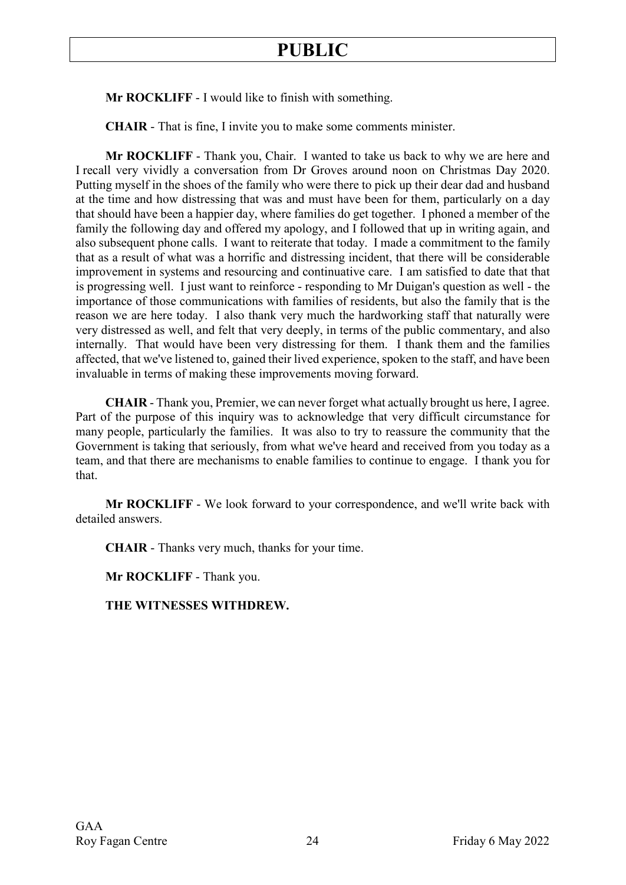**Mr ROCKLIFF** - I would like to finish with something.

**CHAIR** - That is fine, I invite you to make some comments minister.

**Mr ROCKLIFF** - Thank you, Chair. I wanted to take us back to why we are here and I recall very vividly a conversation from Dr Groves around noon on Christmas Day 2020. Putting myself in the shoes of the family who were there to pick up their dear dad and husband at the time and how distressing that was and must have been for them, particularly on a day that should have been a happier day, where families do get together. I phoned a member of the family the following day and offered my apology, and I followed that up in writing again, and also subsequent phone calls. I want to reiterate that today. I made a commitment to the family that as a result of what was a horrific and distressing incident, that there will be considerable improvement in systems and resourcing and continuative care. I am satisfied to date that that is progressing well. I just want to reinforce - responding to Mr Duigan's question as well - the importance of those communications with families of residents, but also the family that is the reason we are here today. I also thank very much the hardworking staff that naturally were very distressed as well, and felt that very deeply, in terms of the public commentary, and also internally. That would have been very distressing for them. I thank them and the families affected, that we've listened to, gained their lived experience, spoken to the staff, and have been invaluable in terms of making these improvements moving forward.

**CHAIR** - Thank you, Premier, we can never forget what actually brought us here, I agree. Part of the purpose of this inquiry was to acknowledge that very difficult circumstance for many people, particularly the families. It was also to try to reassure the community that the Government is taking that seriously, from what we've heard and received from you today as a team, and that there are mechanisms to enable families to continue to engage. I thank you for that.

**Mr ROCKLIFF** - We look forward to your correspondence, and we'll write back with detailed answers.

**CHAIR** - Thanks very much, thanks for your time.

**Mr ROCKLIFF** - Thank you.

**THE WITNESSES WITHDREW.**